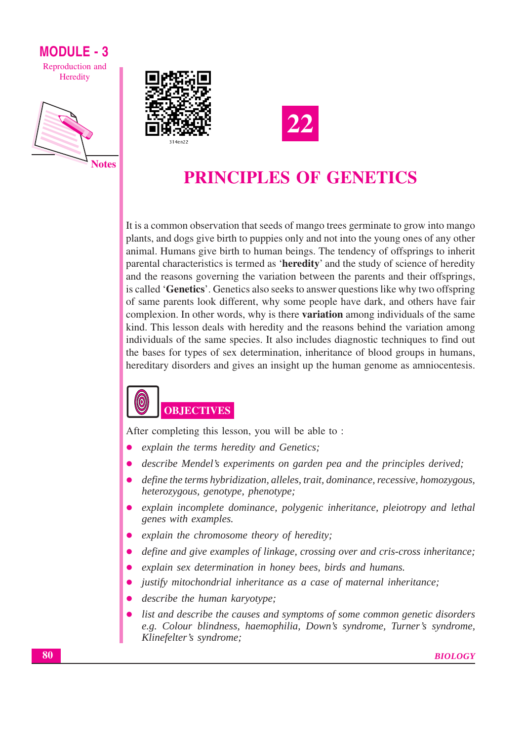# 22

# PRINCIPLES OF GENETICS

It is a common observation that seeds of mango trees germinate to grow into mango plants, and dogs give birth to puppies only and not into the young ones of any other animal. Humans give birth to human beings. The tendency of offsprings to inherit parental characteristics is termed as '**heredity**' and the study of science of heredity and the reasons governing the variation between the parents and their offsprings, is called '**Genetics**'. Genetics also seeks to answer questions like why two offspring of same parents look different, why some people have dark, and others have fair complexion. In other words, why is there **variation** among individuals of the same kind. This lesson deals with heredity and the reasons behind the variation among individuals of the same species. It also includes diagnostic techniques to find out the bases for types of sex determination, inheritance of blood groups in humans, hereditary disorders and gives an insight up the human genome as amniocentesis.

## OBJECTIVES

After completing this lesson, you will be able to :

- *explain the terms heredity and Genetics;*
- *describe Mendel's experiments on garden pea and the principles derived;*
- *define the terms hybridization, alleles, trait, dominance, recessive, homozygous, heterozygous, genotype, phenotype;*
- *explain incomplete dominance, polygenic inheritance, pleiotropy and lethal genes with examples.*
- *explain the chromosome theory of heredity;*
- *define and give examples of linkage, crossing over and cris-cross inheritance;*
- *explain sex determination in honey bees, birds and humans.*
- *justify mitochondrial inheritance as a case of maternal inheritance;*
- *describe the human karyotype;*
- *list and describe the causes and symptoms of some common genetic disorders e.g. Colour blindness, haemophilia, Down's syndrome, Turner's syndrome, Klinefelter's syndrome;*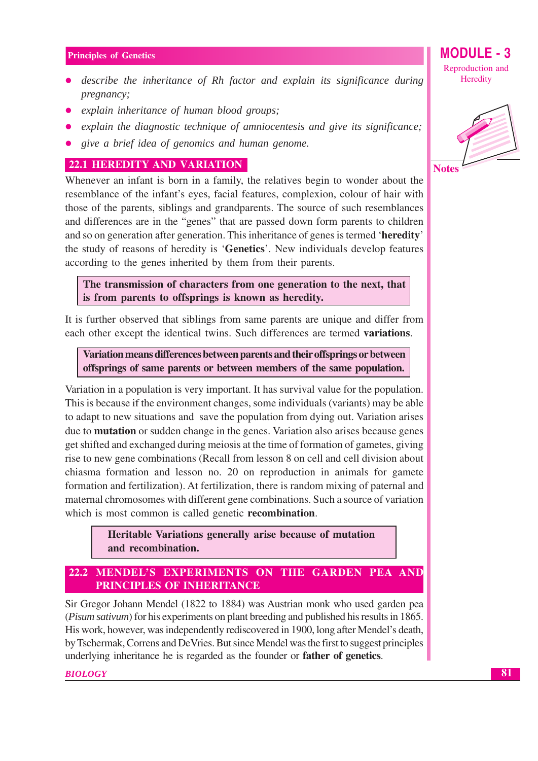- *describe the inheritance of Rh factor and explain its significance during pregnancy;*
- *explain inheritance of human blood groups;*
- *explain the diagnostic technique of amniocentesis and give its significance;*
- *give a brief idea of genomics and human genome.*

## 22.1 HEREDITY AND VARIATION

Whenever an infant is born in a family, the relatives begin to wonder about the resemblance of the infant's eyes, facial features, complexion, colour of hair with those of the parents, siblings and grandparents. The source of such resemblances and differences are in the "genes" that are passed down form parents to children and so on generation after generation. This inheritance of genes is termed '**heredity**' the study of reasons of heredity is '**Genetics**'. New individuals develop features according to the genes inherited by them from their parents.

> **The transmission of characters from one generation to the next, that is from parents to offsprings is known as heredity.**

It is further observed that siblings from same parents are unique and differ from each other except the identical twins. Such differences are termed **variations**.

> **Variation means differences between parents and their offsprings or between offsprings of same parents or between members of the same population.**

Variation in a population is very important. It has survival value for the population. This is because if the environment changes, some individuals (variants) may be able to adapt to new situations and save the population from dying out. Variation arises due to **mutation** or sudden change in the genes. Variation also arises because genes get shifted and exchanged during meiosis at the time of formation of gametes, giving rise to new gene combinations (Recall from lesson 8 on cell and cell division about chiasma formation and lesson no. 20 on reproduction in animals for gamete formation and fertilization). At fertilization, there is random mixing of paternal and maternal chromosomes with different gene combinations. Such a source of variation which is most common is called genetic **recombination**.

> **Heritable Variations generally arise because of mutation and recombination.**

## 22.2 MENDEL'S EXPERIMENTS ON THE GARDEN PEA AND PRINCIPLES OF INHERITANCE

Sir Gregor Johann Mendel (1822 to 1884) was Austrian monk who used garden pea (*Pisum sativum*) for his experiments on plant breeding and published his results in 1865. His work, however, was independently rediscovered in 1900, long after Mendel's death, by Tschermak, Correns and DeVries. But since Mendel was the first to suggest principles underlying inheritance he is regarded as the founder or **father of genetics**.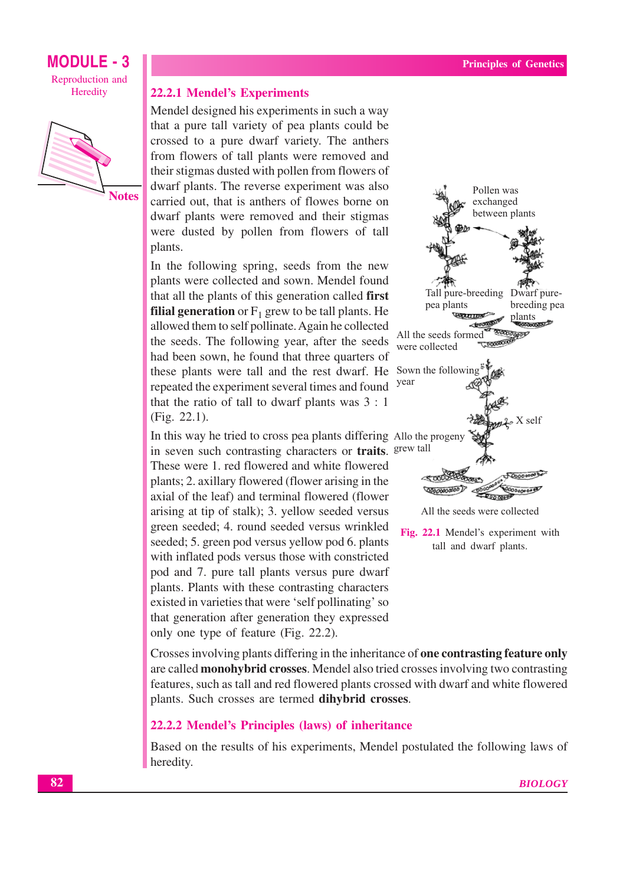### 22.2.1 Mendel's Experiments

Mendel designed his experiments in such a way that a pure tall variety of pea plants could be crossed to a pure dwarf variety. The anthers from flowers of tall plants were removed and their stigmas dusted with pollen from flowers of dwarf plants. The reverse experiment was also carried out, that is anthers of flowes borne on dwarf plants were removed and their stigmas were dusted by pollen from flowers of tall plants.

In the following spring, seeds from the new plants were collected and sown. Mendel found that all the plants of this generation called **first filial generation** or $F_1$ grew to be tall plants. He allowed them to self pollinate. Again he collected the seeds. The following year, after the seeds had been sown, he found that three quarters of these plants were tall and the rest dwarf. He repeated the experiment several times and found that the ratio of tall to dwarf plants was 3 : 1 (Fig. 22.1).

Pollen was exchanged between plants

Tall pure-breeding pea plants

Dwarf pure-breeding pea plants

All the seeds formed were collected

Sown the following year

X self

Allo the progeny grew tall

All the seeds were collected

Fig. 22.1 Mendel's experiment with tall and dwarf plants.

In this way he tried to cross pea plants differing in seven such contrasting characters or **traits**. These were 1. red flowered and white flowered plants; 2. axillary flowered (flower arising in the axial of the leaf) and terminal flowered (flower arising at tip of stalk); 3. yellow seeded versus green seeded; 4. round seeded versus wrinkled seeded; 5. green pod versus yellow pod 6. plants with inflated pods versus those with constricted pod and 7. pure tall plants versus pure dwarf plants. Plants with these contrasting characters existed in varieties that were 'self pollinating' so that generation after generation they expressed only one type of feature (Fig. 22.2).

Crosses involving plants differing in the inheritance of **one contrasting feature only** are called **monohybrid crosses**. Mendel also tried crosses involving two contrasting features, such as tall and red flowered plants crossed with dwarf and white flowered plants. Such crosses are termed **dihybrid crosses**.

### 22.2.2 Mendel's Principles (laws) of inheritance

Based on the results of his experiments, Mendel postulated the following laws of heredity.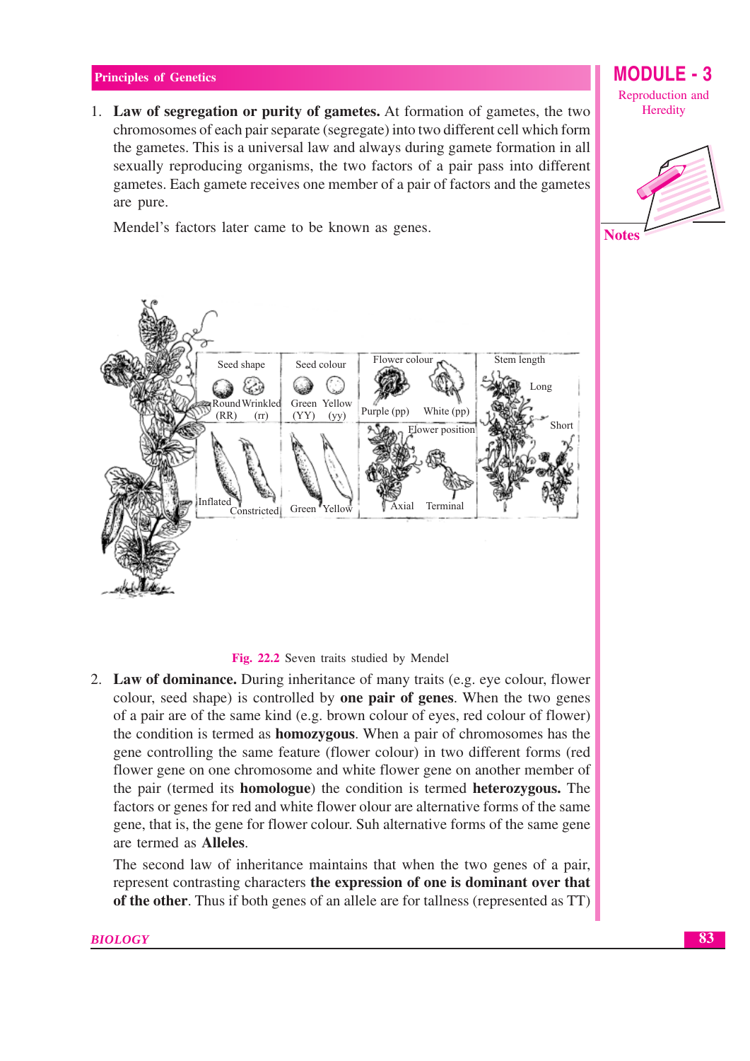1. **Law of segregation or purity of gametes.** At formation of gametes, the two chromosomes of each pair separate (segregate) into two different cell which form the gametes. This is a universal law and always during gamete formation in all sexually reproducing organisms, the two factors of a pair pass into different gametes. Each gamete receives one member of a pair of factors and the gametes are pure.

   Mendel's factors later came to be known as genes.

Fig. 22.2 Seven traits studied by Mendel

2. **Law of dominance.** During inheritance of many traits (e.g. eye colour, flower colour, seed shape) is controlled by **one pair of genes**. When the two genes of a pair are of the same kind (e.g. brown colour of eyes, red colour of flower) the condition is termed as **homozygous**. When a pair of chromosomes has the gene controlling the same feature (flower colour) in two different forms (red flower gene on one chromosome and white flower gene on another member of the pair (termed its **homologue**) the condition is termed **heterozygous.** The factors or genes for red and white flower olour are alternative forms of the same gene, that is, the gene for flower colour. Suh alternative forms of the same gene are termed as **Alleles**.

   The second law of inheritance maintains that when the two genes of a pair, represent contrasting characters **the expression of one is dominant over that of the other**. Thus if both genes of an allele are for tallness (represented as TT)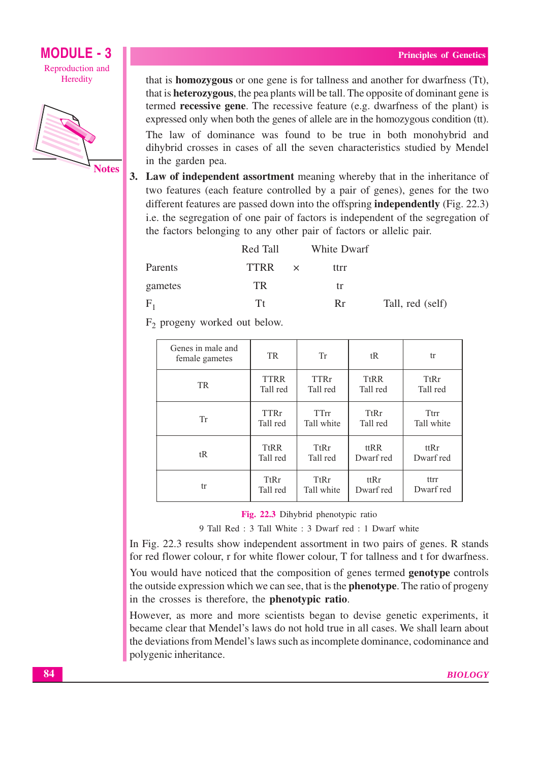that is **homozygous** or one gene is for tallness and another for dwarfness (Tt), that is **heterozygous**, the pea plants will be tall. The opposite of dominant gene is termed **recessive gene**. The recessive feature (e.g. dwarfness of the plant) is expressed only when both the genes of allele are in the homozygous condition (tt).

The law of dominance was found to be true in both monohybrid and dihybrid crosses in cases of all the seven characteristics studied by Mendel in the garden pea.

3. **Law of independent assortment** meaning whereby that in the inheritance of two features (each feature controlled by a pair of genes), genes for the two different features are passed down into the offspring **independently** (Fig. 22.3) i.e. the segregation of one pair of factors is independent of the segregation of the factors belonging to any other pair of factors or allelic pair.

| | Red Tall | | White Dwarf | |
|---|---|---|---|---|
| Parents | TTRR | × | ttrr | |
| gametes | TR | | tr | |
| $F_1$ | Tt | | Rr | Tall, red (self) |

$F_2$ progeny worked out below.

| Genes in male and female gametes | TR | Tr | tR | tr |
|---|---|---|---|---|
| TR | TTRR Tall red | TTRr Tall red | TtRR Tall red | TtRr Tall red |
| Tr | TTRr Tall red | TTrr Tall white | TtRr Tall red | Ttrr Tall white |
| tR | TtRR Tall red | TtRr Tall red | ttRR Dwarf red | ttRr Dwarf red |
| tr | TtRr Tall red | TtRr Tall white | ttRr Dwarf red | ttrr Dwarf red |

**Fig. 22.3** Dihybrid phenotypic ratio

9 Tall Red : 3 Tall White : 3 Dwarf red : 1 Dwarf white

In Fig. 22.3 results show independent assortment in two pairs of genes. R stands for red flower colour, r for white flower colour, T for tallness and t for dwarfness.

You would have noticed that the composition of genes termed **genotype** controls the outside expression which we can see, that is the **phenotype**. The ratio of progeny in the crosses is therefore, the **phenotypic ratio**.

However, as more and more scientists began to devise genetic experiments, it became clear that Mendel's laws do not hold true in all cases. We shall learn about the deviations from Mendel's laws such as incomplete dominance, codominance and polygenic inheritance.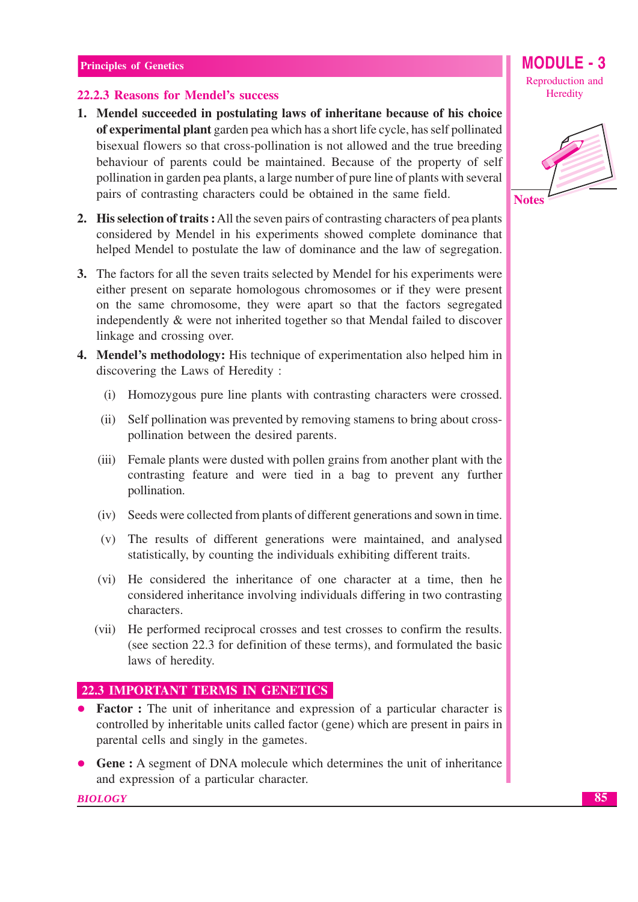### 22.2.3 Reasons for Mendel's success

1. **Mendel succeeded in postulating laws of inheritane because of his choice of experimental plant** garden pea which has a short life cycle, has self pollinated bisexual flowers so that cross-pollination is not allowed and the true breeding behaviour of parents could be maintained. Because of the property of self pollination in garden pea plants, a large number of pure line of plants with several pairs of contrasting characters could be obtained in the same field.

2. **His selection of traits :** All the seven pairs of contrasting characters of pea plants considered by Mendel in his experiments showed complete dominance that helped Mendel to postulate the law of dominance and the law of segregation.

3. The factors for all the seven traits selected by Mendel for his experiments were either present on separate homologous chromosomes or if they were present on the same chromosome, they were apart so that the factors segregated independently & were not inherited together so that Mendal failed to discover linkage and crossing over.

4. **Mendel's methodology:** His technique of experimentation also helped him in discovering the Laws of Heredity :

   (i) Homozygous pure line plants with contrasting characters were crossed.

   (ii) Self pollination was prevented by removing stamens to bring about cross-pollination between the desired parents.

   (iii) Female plants were dusted with pollen grains from another plant with the contrasting feature and were tied in a bag to prevent any further pollination.

   (iv) Seeds were collected from plants of different generations and sown in time.

   (v) The results of different generations were maintained, and analysed statistically, by counting the individuals exhibiting different traits.

   (vi) He considered the inheritance of one character at a time, then he considered inheritance involving individuals differing in two contrasting characters.

   (vii) He performed reciprocal crosses and test crosses to confirm the results. (see section 22.3 for definition of these terms), and formulated the basic laws of heredity.

## 22.3 IMPORTANT TERMS IN GENETICS

- **Factor :** The unit of inheritance and expression of a particular character is controlled by inheritable units called factor (gene) which are present in pairs in parental cells and singly in the gametes.

- **Gene :** A segment of DNA molecule which determines the unit of inheritance and expression of a particular character.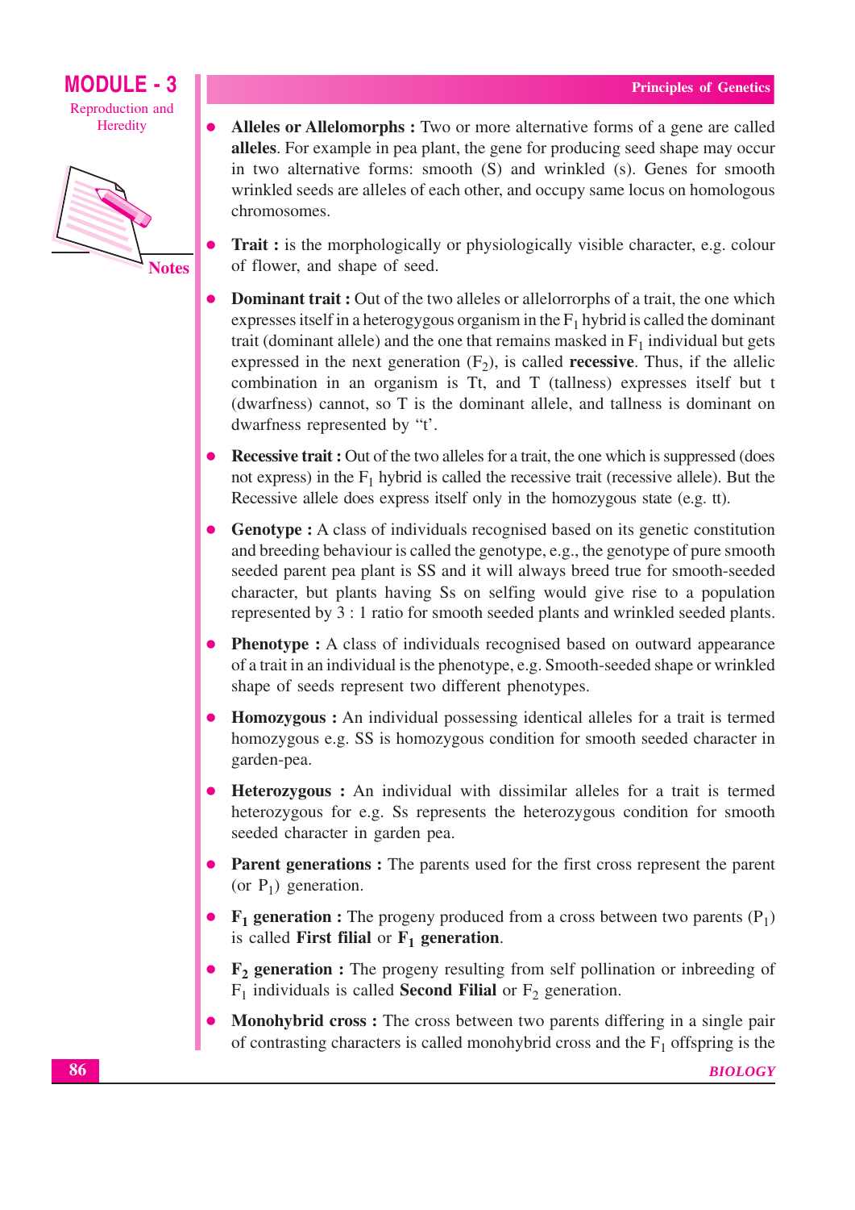- **Alleles or Allelomorphs :** Two or more alternative forms of a gene are called **alleles**. For example in pea plant, the gene for producing seed shape may occur in two alternative forms: smooth (S) and wrinkled (s). Genes for smooth wrinkled seeds are alleles of each other, and occupy same locus on homologous chromosomes.

- **Trait :** is the morphologically or physiologically visible character, e.g. colour of flower, and shape of seed.

- **Dominant trait :** Out of the two alleles or allelorrorphs of a trait, the one which expresses itself in a heterogygous organism in the $F_1$ hybrid is called the dominant trait (dominant allele) and the one that remains masked in $F_1$ individual but gets expressed in the next generation ($F_2$), is called **recessive**. Thus, if the allelic combination in an organism is Tt, and T (tallness) expresses itself but t (dwarfness) cannot, so T is the dominant allele, and tallness is dominant on dwarfness represented by "t'.

- **Recessive trait :** Out of the two alleles for a trait, the one which is suppressed (does not express) in the $F_1$ hybrid is called the recessive trait (recessive allele). But the Recessive allele does express itself only in the homozygous state (e.g. tt).

- **Genotype :** A class of individuals recognised based on its genetic constitution and breeding behaviour is called the genotype, e.g., the genotype of pure smooth seeded parent pea plant is SS and it will always breed true for smooth-seeded character, but plants having Ss on selfing would give rise to a population represented by 3 : 1 ratio for smooth seeded plants and wrinkled seeded plants.

- **Phenotype :** A class of individuals recognised based on outward appearance of a trait in an individual is the phenotype, e.g. Smooth-seeded shape or wrinkled shape of seeds represent two different phenotypes.

- **Homozygous :** An individual possessing identical alleles for a trait is termed homozygous e.g. SS is homozygous condition for smooth seeded character in garden-pea.

- **Heterozygous :** An individual with dissimilar alleles for a trait is termed heterozygous for e.g. Ss represents the heterozygous condition for smooth seeded character in garden pea.

- **Parent generations :** The parents used for the first cross represent the parent (or $P_1$) generation.

- **$F_1$ generation :** The progeny produced from a cross between two parents ($P_1$) is called **First filial** or **$F_1$ generation**.

- **$F_2$ generation :** The progeny resulting from self pollination or inbreeding of $F_1$ individuals is called **Second Filial** or $F_2$ generation.

- **Monohybrid cross :** The cross between two parents differing in a single pair of contrasting characters is called monohybrid cross and the $F_1$ offspring is the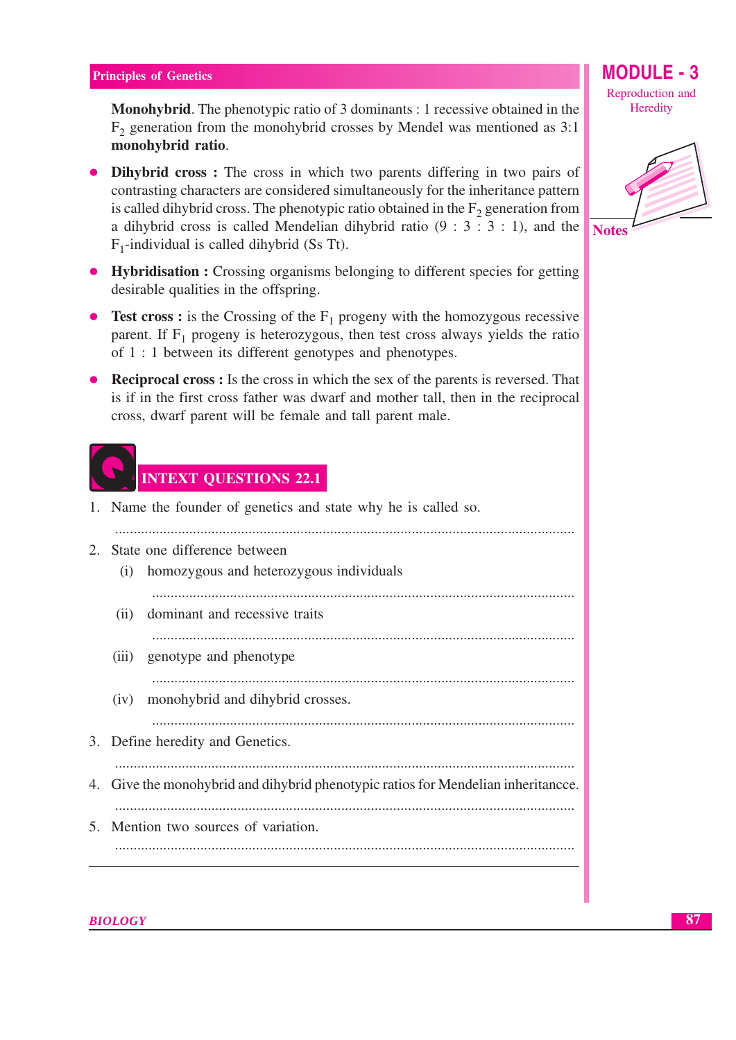**Monohybrid**. The phenotypic ratio of 3 dominants : 1 recessive obtained in the $F_2$ generation from the monohybrid crosses by Mendel was mentioned as 3:1 **monohybrid ratio**.

- **Dihybrid cross :** The cross in which two parents differing in two pairs of contrasting characters are considered simultaneously for the inheritance pattern is called dihybrid cross. The phenotypic ratio obtained in the $F_2$ generation from a dihybrid cross is called Mendelian dihybrid ratio (9 : 3 : 3 : 1), and the $F_1$-individual is called dihybrid (Ss Tt).
- **Hybridisation :** Crossing organisms belonging to different species for getting desirable qualities in the offspring.
- **Test cross :** is the Crossing of the $F_1$ progeny with the homozygous recessive parent. If $F_1$ progeny is heterozygous, then test cross always yields the ratio of 1 : 1 between its different genotypes and phenotypes.
- **Reciprocal cross :** Is the cross in which the sex of the parents is reversed. That is if in the first cross father was dwarf and mother tall, then in the reciprocal cross, dwarf parent will be female and tall parent male.

## INTEXT QUESTIONS 22.1

1. Name the founder of genetics and state why he is called so.

   ..........................................................................................................

2. State one difference between
   (i) homozygous and heterozygous individuals

   ..........................................................................................................

   (ii) dominant and recessive traits

   ..........................................................................................................

   (iii) genotype and phenotype

   ..........................................................................................................

   (iv) monohybrid and dihybrid crosses.

   ..........................................................................................................

3. Define heredity and Genetics.

   ..........................................................................................................

4. Give the monohybrid and dihybrid phenotypic ratios for Mendelian inheritancce.

   ..........................................................................................................

5. Mention two sources of variation.

   ..........................................................................................................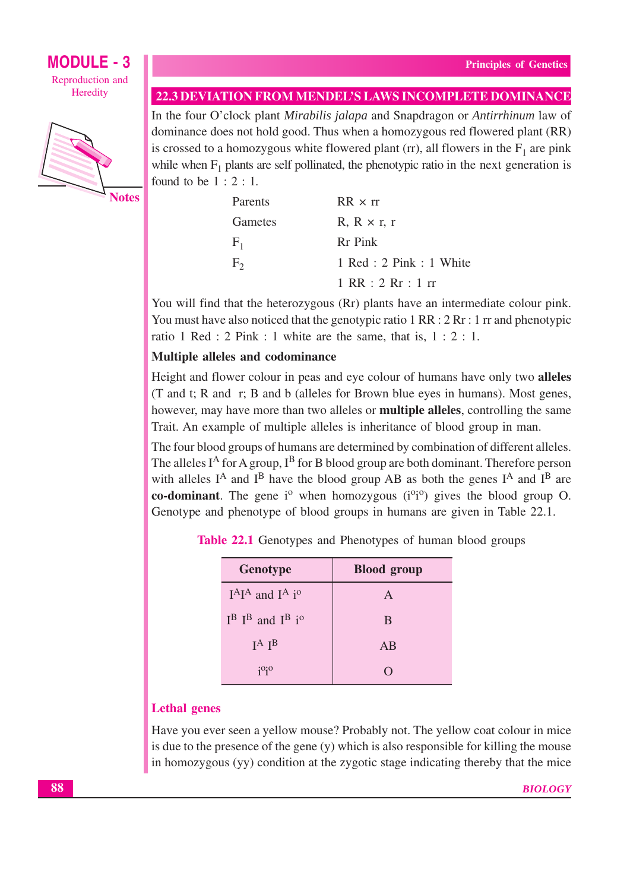## 22.3 DEVIATION FROM MENDEL'S LAWS INCOMPLETE DOMINANCE

In the four O'clock plant *Mirabilis jalapa* and Snapdragon or *Antirrhinum* law of dominance does not hold good. Thus when a homozygous red flowered plant (RR) is crossed to a homozygous white flowered plant (rr), all flowers in the $F_1$ are pink while when $F_1$ plants are self pollinated, the phenotypic ratio in the next generation is found to be 1 : 2 : 1.

| | |
|---|---|
| Parents | RR × rr |
| Gametes | R, R × r, r |
| $F_1$ | Rr Pink |
| $F_2$ | 1 Red : 2 Pink : 1 White |
| | 1 RR : 2 Rr : 1 rr |

You will find that the heterozygous (Rr) plants have an intermediate colour pink. You must have also noticed that the genotypic ratio 1 RR : 2 Rr : 1 rr and phenotypic ratio 1 Red : 2 Pink : 1 white are the same, that is, 1 : 2 : 1.

### Multiple alleles and codominance

Height and flower colour in peas and eye colour of humans have only two **alleles** (T and t; R and r; B and b (alleles for Brown blue eyes in humans). Most genes, however, may have more than two alleles or **multiple alleles**, controlling the same Trait. An example of multiple alleles is inheritance of blood group in man.

The four blood groups of humans are determined by combination of different alleles. The alleles $I^A$ for A group, $I^B$ for B blood group are both dominant. Therefore person with alleles $I^A$ and $I^B$ have the blood group AB as both the genes $I^A$ and $I^B$ are **co-dominant**. The gene $i^o$ when homozygous ($i^oi^o$) gives the blood group O. Genotype and phenotype of blood groups in humans are given in Table 22.1.

**Table 22.1** Genotypes and Phenotypes of human blood groups

| Genotype | Blood group |
|---|---|
| $I^AI^A$ and $I^A i^o$ | A |
| $I^B I^B$ and $I^B i^o$ | B |
| $I^A I^B$ | AB |
| $i^oi^o$ | O |

### Lethal genes

Have you ever seen a yellow mouse? Probably not. The yellow coat colour in mice is due to the presence of the gene (y) which is also responsible for killing the mouse in homozygous (yy) condition at the zygotic stage indicating thereby that the mice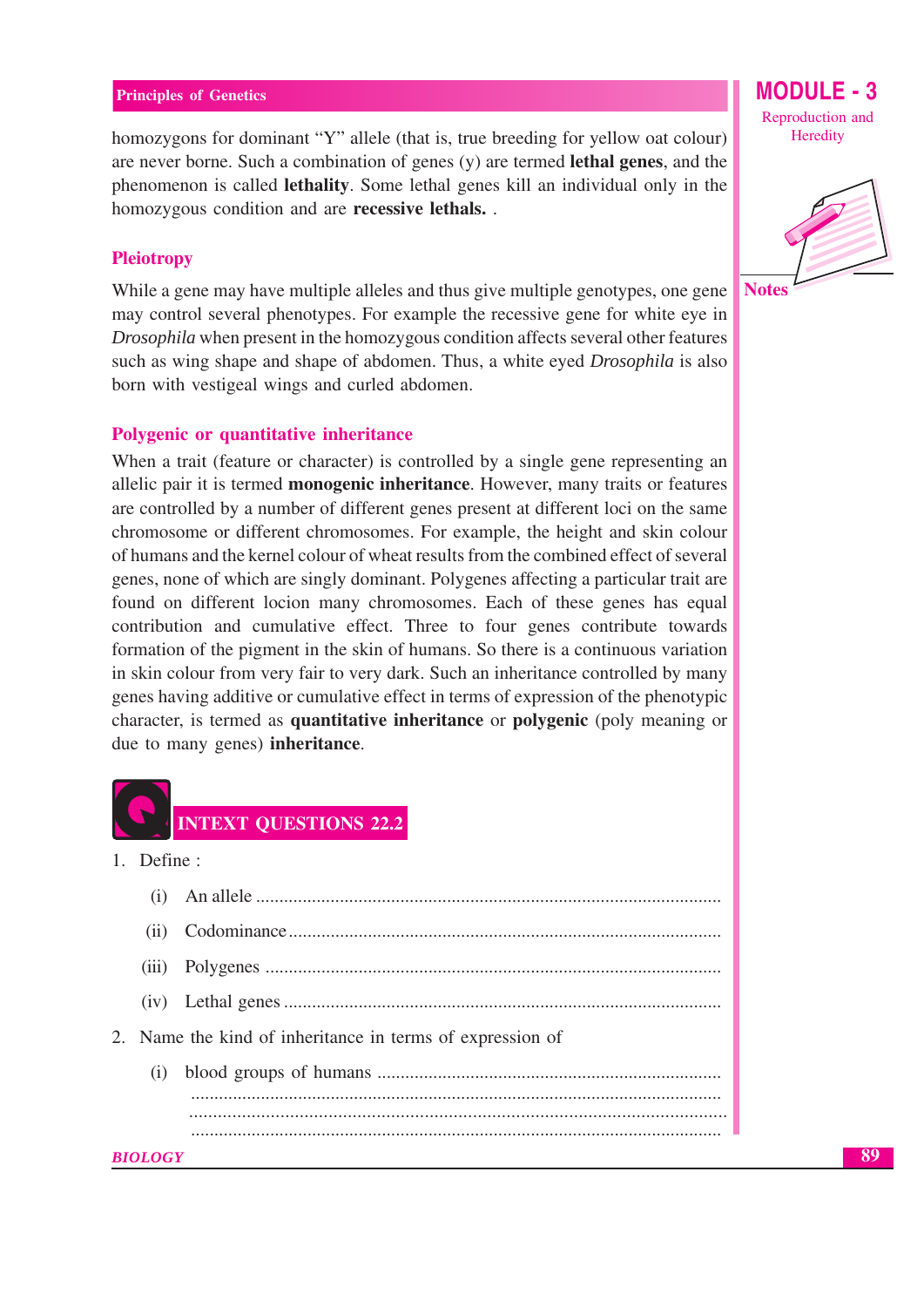homozygons for dominant "Y" allele (that is, true breeding for yellow oat colour) are never borne. Such a combination of genes (y) are termed **lethal genes**, and the phenomenon is called **lethality**. Some lethal genes kill an individual only in the homozygous condition and are **recessive lethals.** .

## Pleiotropy

While a gene may have multiple alleles and thus give multiple genotypes, one gene may control several phenotypes. For example the recessive gene for white eye in *Drosophila* when present in the homozygous condition affects several other features such as wing shape and shape of abdomen. Thus, a white eyed *Drosophila* is also born with vestigeal wings and curled abdomen.

## Polygenic or quantitative inheritance

When a trait (feature or character) is controlled by a single gene representing an allelic pair it is termed **monogenic inheritance**. However, many traits or features are controlled by a number of different genes present at different loci on the same chromosome or different chromosomes. For example, the height and skin colour of humans and the kernel colour of wheat results from the combined effect of several genes, none of which are singly dominant. Polygenes affecting a particular trait are found on different locion many chromosomes. Each of these genes has equal contribution and cumulative effect. Three to four genes contribute towards formation of the pigment in the skin of humans. So there is a continuous variation in skin colour from very fair to very dark. Such an inheritance controlled by many genes having additive or cumulative effect in terms of expression of the phenotypic character, is termed as **quantitative inheritance** or **polygenic** (poly meaning or due to many genes) **inheritance**.

## INTEXT QUESTIONS 22.2

1. Define :
   (i) An allele ..................................................................................................
   (ii) Codominance ..........................................................................................
   (iii) Polygenes ................................................................................................
   (iv) Lethal genes ............................................................................................
2. Name the kind of inheritance in terms of expression of
   (i) blood groups of humans ........................................................................
   ..................................................................................................................
   ..................................................................................................................
   ..................................................................................................................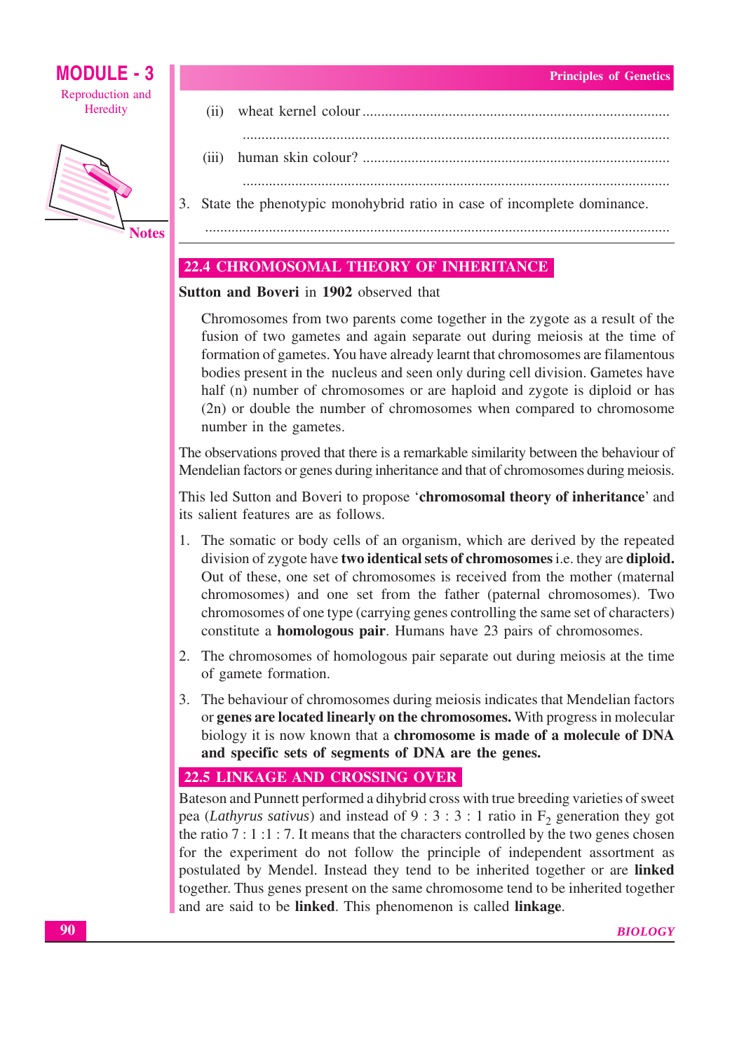(ii) wheat kernel colour .................................................................................

.................................................................................................................

(iii) human skin colour? .................................................................................

.................................................................................................................

3. State the phenotypic monohybrid ratio in case of incomplete dominance.

.................................................................................................................

## 22.4 CHROMOSOMAL THEORY OF INHERITANCE

**Sutton and Boveri** in **1902** observed that

> Chromosomes from two parents come together in the zygote as a result of the fusion of two gametes and again separate out during meiosis at the time of formation of gametes. You have already learnt that chromosomes are filamentous bodies present in the nucleus and seen only during cell division. Gametes have half (n) number of chromosomes or are haploid and zygote is diploid or has (2n) or double the number of chromosomes when compared to chromosome number in the gametes.

The observations proved that there is a remarkable similarity between the behaviour of Mendelian factors or genes during inheritance and that of chromosomes during meiosis.

This led Sutton and Boveri to propose '**chromosomal theory of inheritance**' and its salient features are as follows.

1. The somatic or body cells of an organism, which are derived by the repeated division of zygote have **two identical sets of chromosomes** i.e. they are **diploid.** Out of these, one set of chromosomes is received from the mother (maternal chromosomes) and one set from the father (paternal chromosomes). Two chromosomes of one type (carrying genes controlling the same set of characters) constitute a **homologous pair**. Humans have 23 pairs of chromosomes.
2. The chromosomes of homologous pair separate out during meiosis at the time of gamete formation.
3. The behaviour of chromosomes during meiosis indicates that Mendelian factors or **genes are located linearly on the chromosomes.** With progress in molecular biology it is now known that a **chromosome is made of a molecule of DNA and specific sets of segments of DNA are the genes.**

## 22.5 LINKAGE AND CROSSING OVER

Bateson and Punnett performed a dihybrid cross with true breeding varieties of sweet pea (*Lathyrus sativus*) and instead of 9 : 3 : 3 : 1 ratio in $F_2$ generation they got the ratio 7 : 1 :1 : 7. It means that the characters controlled by the two genes chosen for the experiment do not follow the principle of independent assortment as postulated by Mendel. Instead they tend to be inherited together or are **linked** together. Thus genes present on the same chromosome tend to be inherited together and are said to be **linked**. This phenomenon is called **linkage**.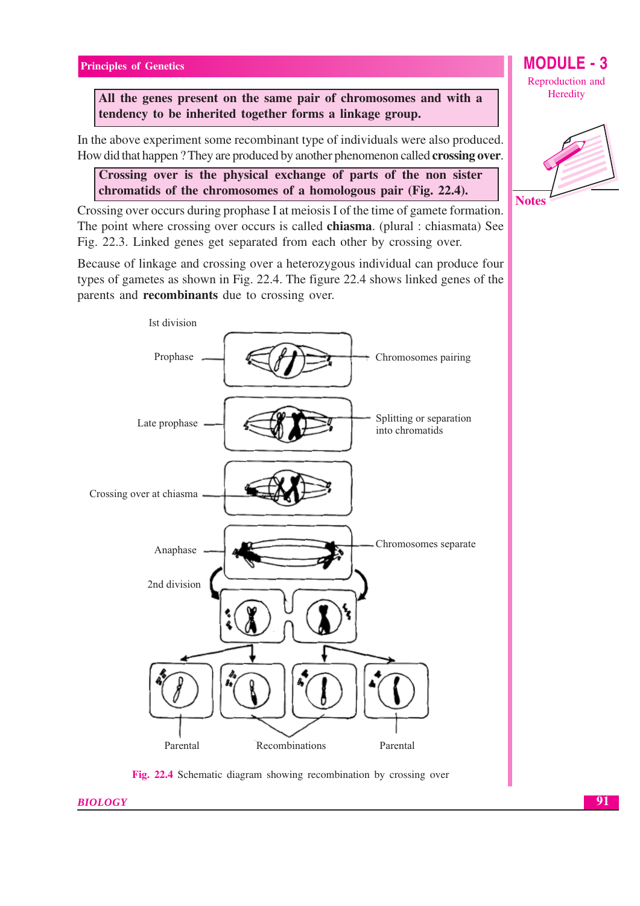**All the genes present on the same pair of chromosomes and with a tendency to be inherited together forms a linkage group.**

In the above experiment some recombinant type of individuals were also produced. How did that happen ? They are produced by another phenomenon called **crossing over**.

**Crossing over is the physical exchange of parts of the non sister chromatids of the chromosomes of a homologous pair (Fig. 22.4).**

Crossing over occurs during prophase I at meiosis I of the time of gamete formation. The point where crossing over occurs is called **chiasma**. (plural : chiasmata) See Fig. 22.3. Linked genes get separated from each other by crossing over.

Because of linkage and crossing over a heterozygous individual can produce four types of gametes as shown in Fig. 22.4. The figure 22.4 shows linked genes of the parents and **recombinants** due to crossing over.

Ist division

Prophase — Chromosomes pairing

Late prophase — Splitting or separation into chromatids

Crossing over at chiasma

Anaphase — Chromosomes separate

2nd division

Parental — Recombinations — Parental

**Fig. 22.4** Schematic diagram showing recombination by crossing over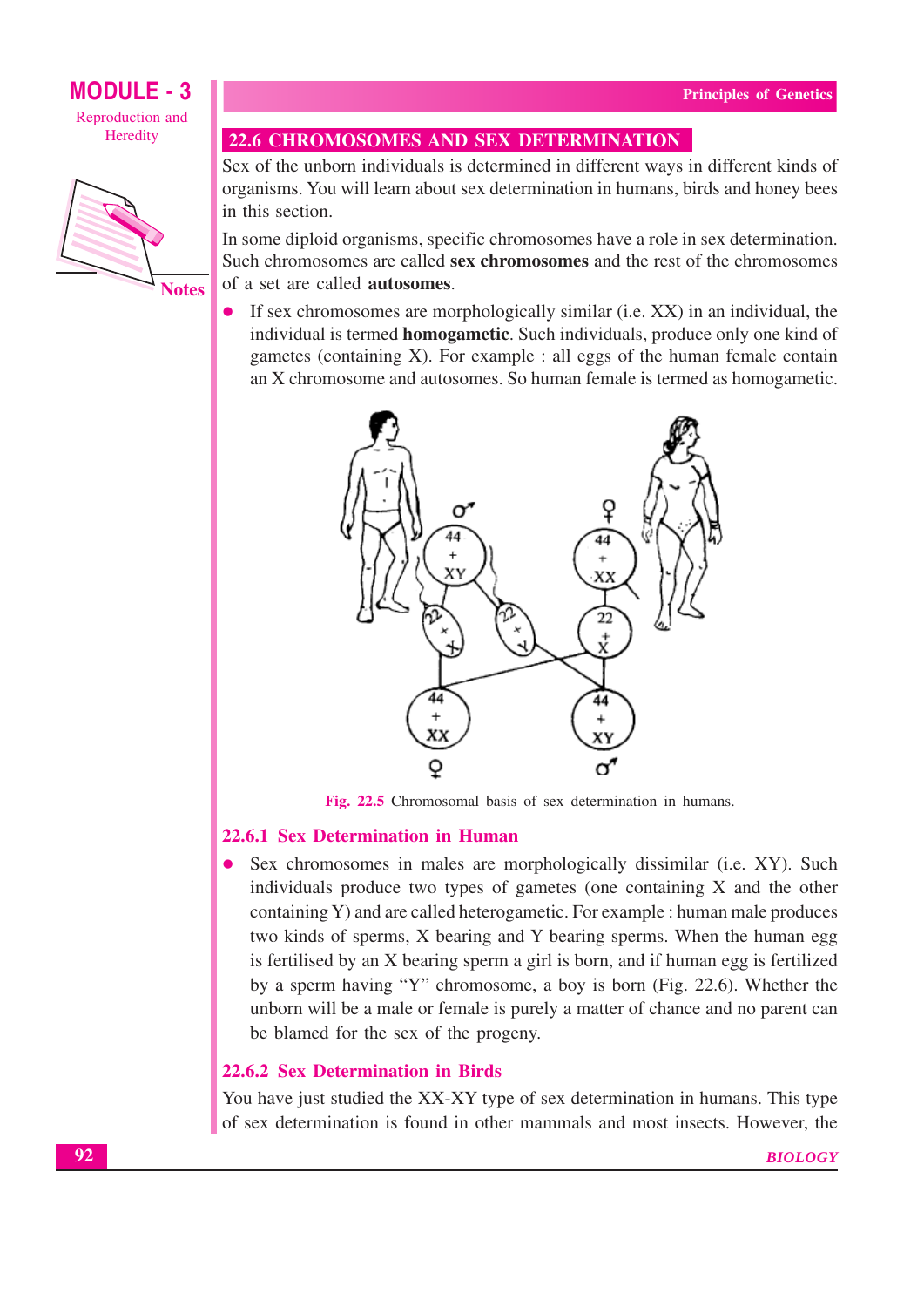## 22.6 CHROMOSOMES AND SEX DETERMINATION

Sex of the unborn individuals is determined in different ways in different kinds of organisms. You will learn about sex determination in humans, birds and honey bees in this section.

In some diploid organisms, specific chromosomes have a role in sex determination. Such chromosomes are called **sex chromosomes** and the rest of the chromosomes of a set are called **autosomes**.

- If sex chromosomes are morphologically similar (i.e. XX) in an individual, the individual is termed **homogametic**. Such individuals, produce only one kind of gametes (containing X). For example : all eggs of the human female contain an X chromosome and autosomes. So human female is termed as homogametic.

Fig. 22.5 Chromosomal basis of sex determination in humans.

### 22.6.1 Sex Determination in Human

- Sex chromosomes in males are morphologically dissimilar (i.e. XY). Such individuals produce two types of gametes (one containing X and the other containing Y) and are called heterogametic. For example : human male produces two kinds of sperms, X bearing and Y bearing sperms. When the human egg is fertilised by an X bearing sperm a girl is born, and if human egg is fertilized by a sperm having "Y" chromosome, a boy is born (Fig. 22.6). Whether the unborn will be a male or female is purely a matter of chance and no parent can be blamed for the sex of the progeny.

### 22.6.2 Sex Determination in Birds

You have just studied the XX-XY type of sex determination in humans. This type of sex determination is found in other mammals and most insects. However, the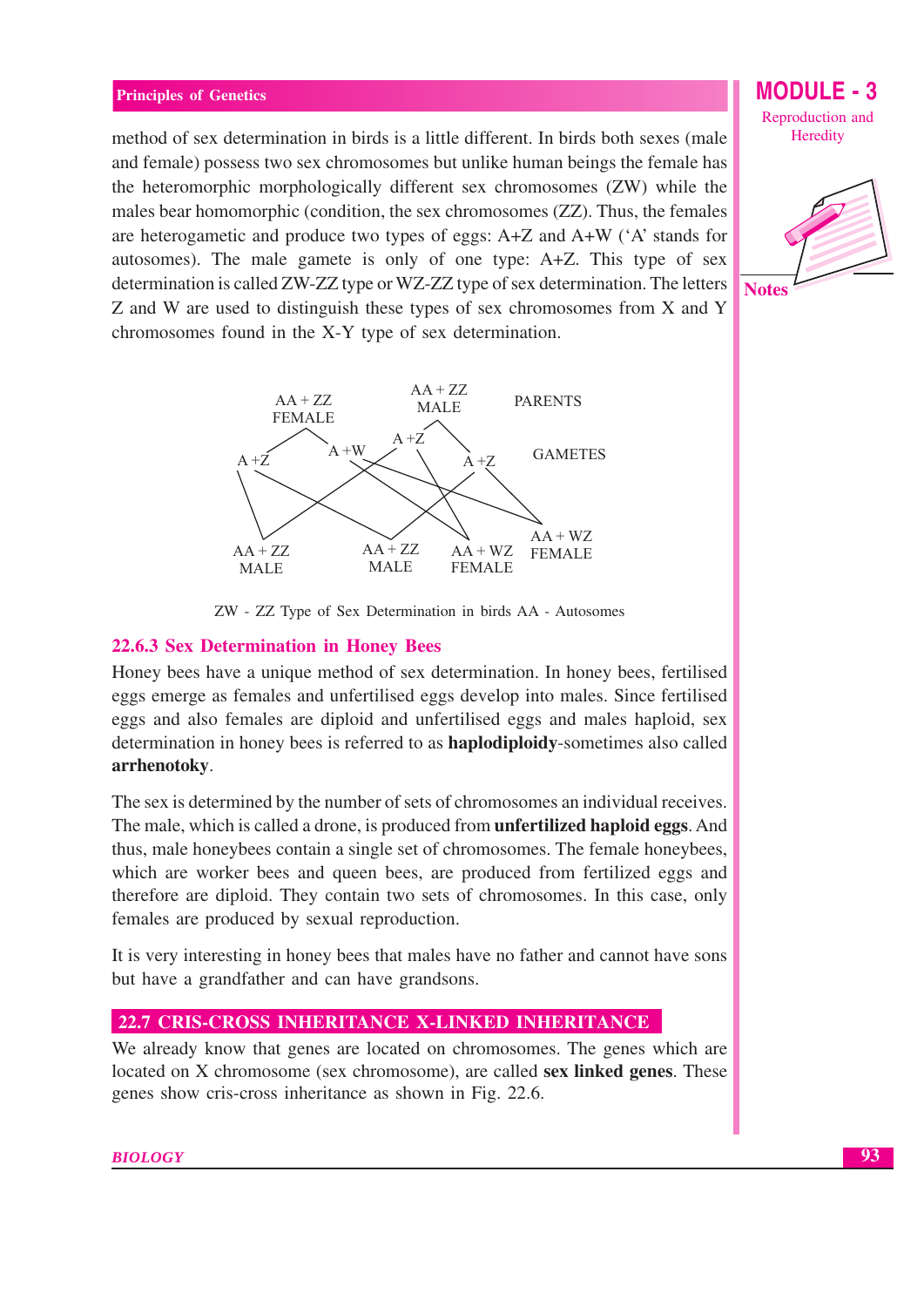method of sex determination in birds is a little different. In birds both sexes (male and female) possess two sex chromosomes but unlike human beings the female has the heteromorphic morphologically different sex chromosomes (ZW) while the males bear homomorphic (condition, the sex chromosomes (ZZ). Thus, the females are heterogametic and produce two types of eggs: A+Z and A+W ('A' stands for autosomes). The male gamete is only of one type: A+Z. This type of sex determination is called ZW-ZZ type or WZ-ZZ type of sex determination. The letters Z and W are used to distinguish these types of sex chromosomes from X and Y chromosomes found in the X-Y type of sex determination.

AA + ZZ FEMALE | AA + ZZ MALE | PARENTS

A +Z | A +W | A +Z | A +Z | GAMETES

AA + ZZ MALE | AA + ZZ MALE | AA + WZ FEMALE | AA + WZ FEMALE

ZW - ZZ Type of Sex Determination in birds AA - Autosomes

### 22.6.3 Sex Determination in Honey Bees

Honey bees have a unique method of sex determination. In honey bees, fertilised eggs emerge as females and unfertilised eggs develop into males. Since fertilised eggs and also females are diploid and unfertilised eggs and males haploid, sex determination in honey bees is referred to as **haplodiploidy**-sometimes also called **arrhenotoky**.

The sex is determined by the number of sets of chromosomes an individual receives. The male, which is called a drone, is produced from **unfertilized haploid eggs**. And thus, male honeybees contain a single set of chromosomes. The female honeybees, which are worker bees and queen bees, are produced from fertilized eggs and therefore are diploid. They contain two sets of chromosomes. In this case, only females are produced by sexual reproduction.

It is very interesting in honey bees that males have no father and cannot have sons but have a grandfather and can have grandsons.

## 22.7 CRIS-CROSS INHERITANCE X-LINKED INHERITANCE

We already know that genes are located on chromosomes. The genes which are located on X chromosome (sex chromosome), are called **sex linked genes**. These genes show cris-cross inheritance as shown in Fig. 22.6.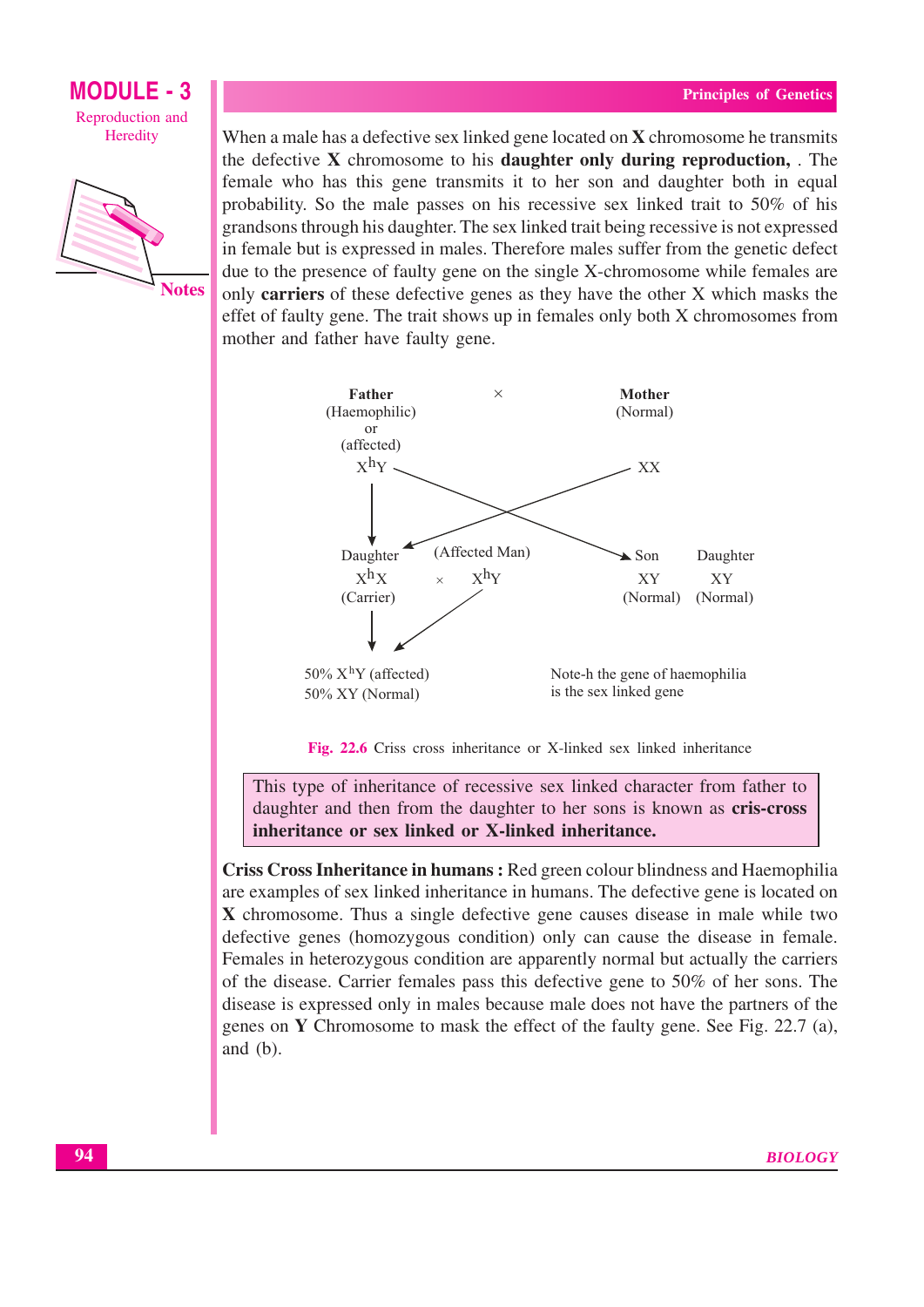When a male has a defective sex linked gene located on **X** chromosome he transmits the defective **X** chromosome to his **daughter only during reproduction,** . The female who has this gene transmits it to her son and daughter both in equal probability. So the male passes on his recessive sex linked trait to 50% of his grandsons through his daughter. The sex linked trait being recessive is not expressed in female but is expressed in males. Therefore males suffer from the genetic defect due to the presence of faulty gene on the single X-chromosome while females are only **carriers** of these defective genes as they have the other X which masks the effet of faulty gene. The trait shows up in females only both X chromosomes from mother and father have faulty gene.

Father (Haemophilic) or (affected) $X^hY$ × Mother (Normal) XX

Daughter $X^hX$ (Carrier) × (Affected Man) $X^hY$ — Son XY (Normal), Daughter XY (Normal)

50% $X^hY$ (affected)
50% XY (Normal)

Note-h the gene of haemophilia is the sex linked gene

**Fig. 22.6** Criss cross inheritance or X-linked sex linked inheritance

This type of inheritance of recessive sex linked character from father to daughter and then from the daughter to her sons is known as **cris-cross inheritance or sex linked or X-linked inheritance.**

**Criss Cross Inheritance in humans :** Red green colour blindness and Haemophilia are examples of sex linked inheritance in humans. The defective gene is located on **X** chromosome. Thus a single defective gene causes disease in male while two defective genes (homozygous condition) only can cause the disease in female. Females in heterozygous condition are apparently normal but actually the carriers of the disease. Carrier females pass this defective gene to 50% of her sons. The disease is expressed only in males because male does not have the partners of the genes on **Y** Chromosome to mask the effect of the faulty gene. See Fig. 22.7 (a), and (b).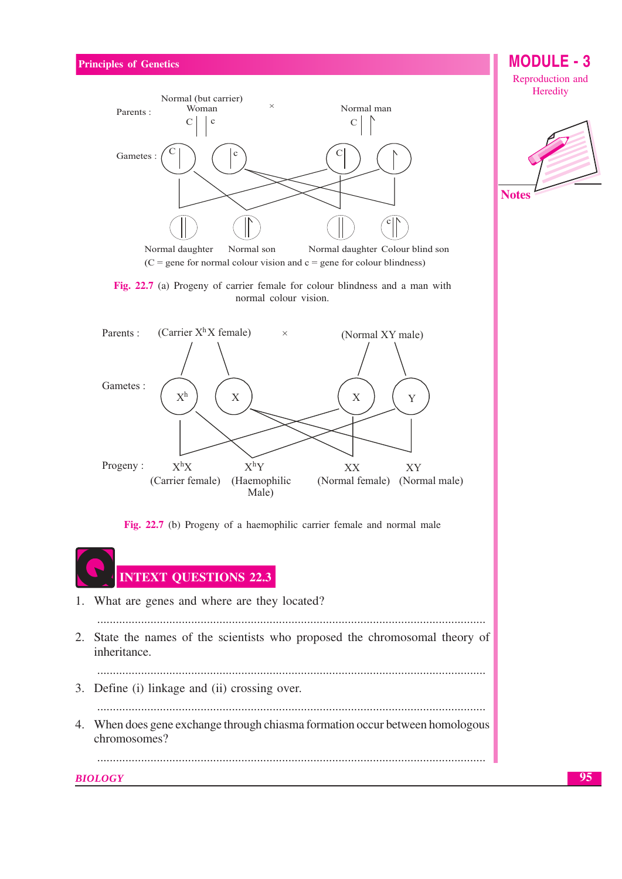Parents : Normal (but carrier) Woman C | | c × Normal man C | ↾

Gametes : C | , | c , C | , ↾

Normal daughter, Normal son, Normal daughter, Colour blind son

(C = gene for normal colour vision and c = gene for colour blindness)

**Fig. 22.7** (a) Progeny of carrier female for colour blindness and a man with normal colour vision.

Parents : (Carrier $X^hX$ female) × (Normal XY male)

Gametes : $X^h$, X, X, Y

Progeny : $X^hX$ (Carrier female), $X^hY$ (Haemophilic Male), XX (Normal female), XY (Normal male)

**Fig. 22.7** (b) Progeny of a haemophilic carrier female and normal male

## INTEXT QUESTIONS 22.3

1. What are genes and where are they located?

   ..........................................................................................................................

2. State the names of the scientists who proposed the chromosomal theory of inheritance.

   ..........................................................................................................................

3. Define (i) linkage and (ii) crossing over.

   ..........................................................................................................................

4. When does gene exchange through chiasma formation occur between homologous chromosomes?

   ..........................................................................................................................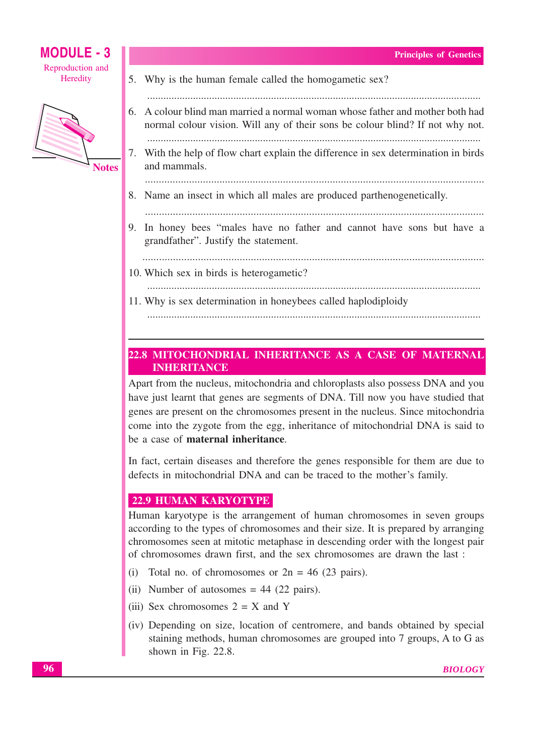5. Why is the human female called the homogametic sex?

   ..........................................................................................................................

6. A colour blind man married a normal woman whose father and mother both had normal colour vision. Will any of their sons be colour blind? If not why not.

   ..........................................................................................................................

7. With the help of flow chart explain the difference in sex determination in birds and mammals.

   ..........................................................................................................................

8. Name an insect in which all males are produced parthenogenetically.

   ..........................................................................................................................

9. In honey bees "males have no father and cannot have sons but have a grandfather". Justify the statement.

   ..........................................................................................................................

10. Which sex in birds is heterogametic?

    ..........................................................................................................................

11. Why is sex determination in honeybees called haplodiploidy

    ..........................................................................................................................

## 22.8 MITOCHONDRIAL INHERITANCE AS A CASE OF MATERNAL INHERITANCE

Apart from the nucleus, mitochondria and chloroplasts also possess DNA and you have just learnt that genes are segments of DNA. Till now you have studied that genes are present on the chromosomes present in the nucleus. Since mitochondria come into the zygote from the egg, inheritance of mitochondrial DNA is said to be a case of **maternal inheritance**.

In fact, certain diseases and therefore the genes responsible for them are due to defects in mitochondrial DNA and can be traced to the mother's family.

## 22.9 HUMAN KARYOTYPE

Human karyotype is the arrangement of human chromosomes in seven groups according to the types of chromosomes and their size. It is prepared by arranging chromosomes seen at mitotic metaphase in descending order with the longest pair of chromosomes drawn first, and the sex chromosomes are drawn the last :

(i) Total no. of chromosomes or 2n = 46 (23 pairs).

(ii) Number of autosomes = 44 (22 pairs).

(iii) Sex chromosomes 2 = X and Y

(iv) Depending on size, location of centromere, and bands obtained by special staining methods, human chromosomes are grouped into 7 groups, A to G as shown in Fig. 22.8.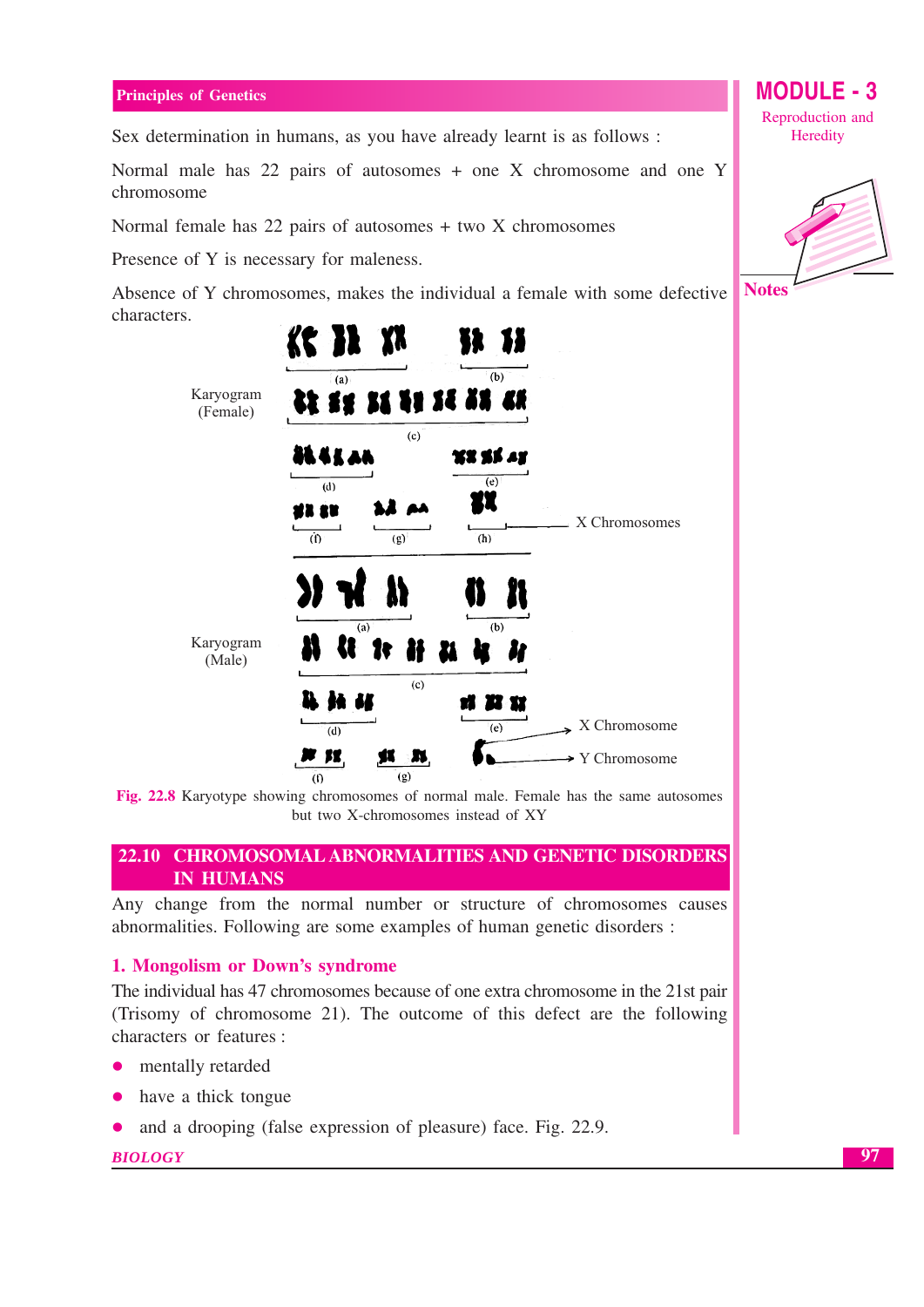Sex determination in humans, as you have already learnt is as follows :

Normal male has 22 pairs of autosomes + one X chromosome and one Y chromosome

Normal female has 22 pairs of autosomes + two X chromosomes

Presence of Y is necessary for maleness.

Absence of Y chromosomes, makes the individual a female with some defective characters.

Karyogram (Female)

(a) (b) (c) (d) (e) (f) (g) (h) X Chromosomes

Karyogram (Male)

(a) (b) (c) (d) (e) (f) (g) X Chromosome Y Chromosome

**Fig. 22.8** Karyotype showing chromosomes of normal male. Female has the same autosomes but two X-chromosomes instead of XY

## 22.10 CHROMOSOMAL ABNORMALITIES AND GENETIC DISORDERS IN HUMANS

Any change from the normal number or structure of chromosomes causes abnormalities. Following are some examples of human genetic disorders :

### 1. Mongolism or Down's syndrome

The individual has 47 chromosomes because of one extra chromosome in the 21st pair (Trisomy of chromosome 21). The outcome of this defect are the following characters or features :

- mentally retarded
- have a thick tongue
- and a drooping (false expression of pleasure) face. Fig. 22.9.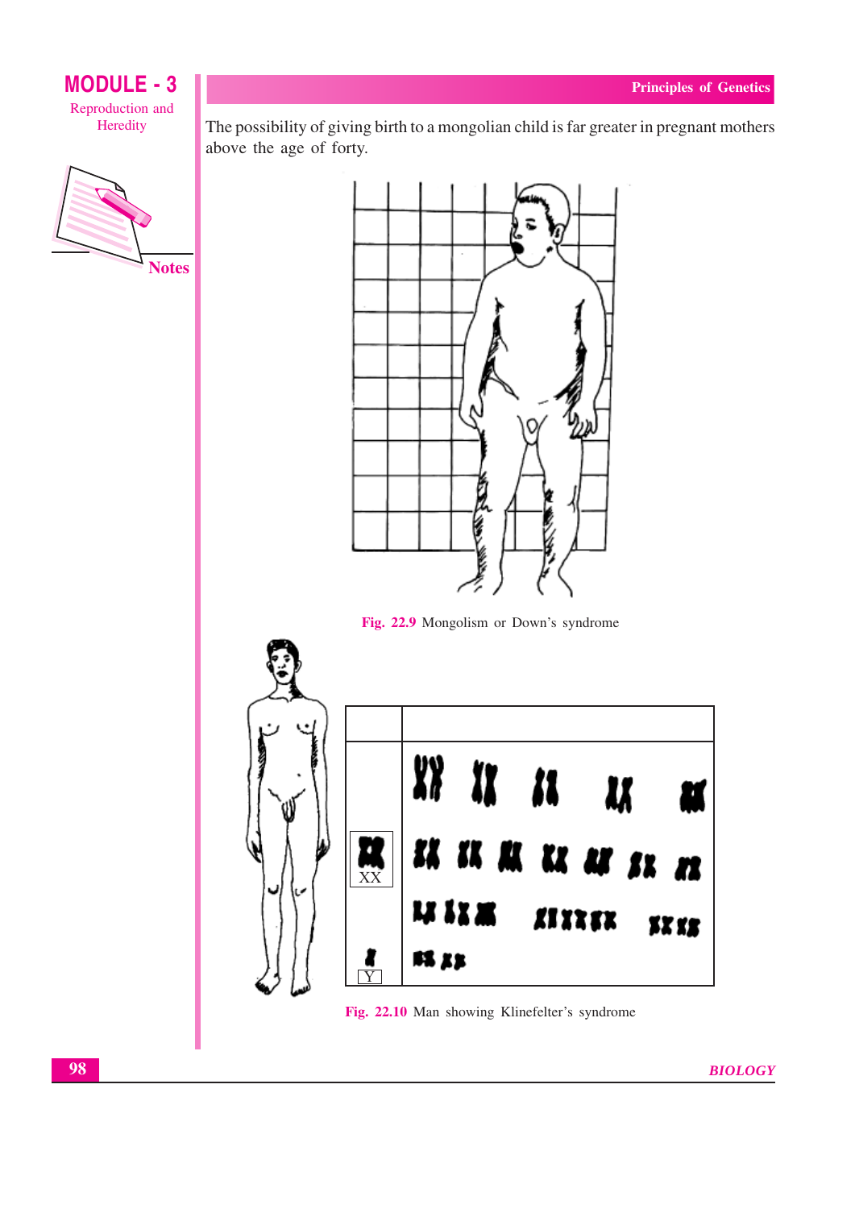The possibility of giving birth to a mongolian child is far greater in pregnant mothers above the age of forty.

Fig. 22.9 Mongolism or Down's syndrome

Fig. 22.10 Man showing Klinefelter's syndrome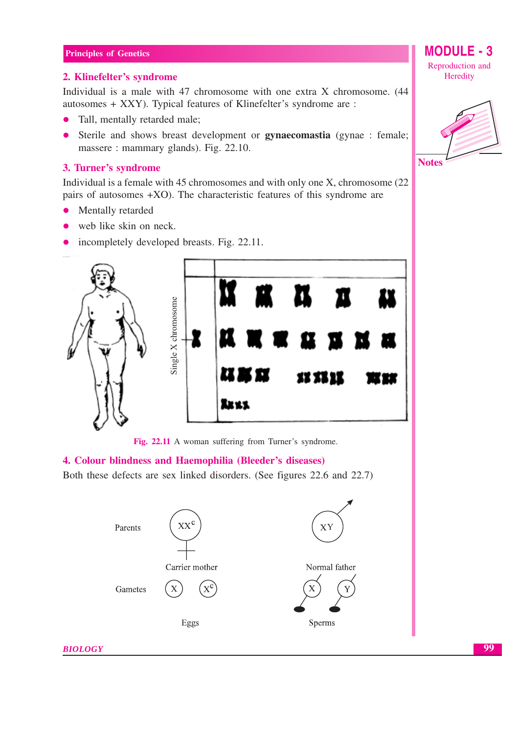## 2. Klinefelter's syndrome

Individual is a male with 47 chromosome with one extra X chromosome. (44 autosomes + XXY). Typical features of Klinefelter's syndrome are :

- Tall, mentally retarded male;
- Sterile and shows breast development or **gynaecomastia** (gynae : female; massere : mammary glands). Fig. 22.10.

## 3. Turner's syndrome

Individual is a female with 45 chromosomes and with only one X, chromosome (22 pairs of autosomes +XO). The characteristic features of this syndrome are

- Mentally retarded
- web like skin on neck.
- incompletely developed breasts. Fig. 22.11.

Single X chromosome

Fig. 22.11 A woman suffering from Turner's syndrome.

## 4. Colour blindness and Haemophilia (Bleeder's diseases)

Both these defects are sex linked disorders. (See figures 22.6 and 22.7)

Parents $XX^c$ XY

Carrier mother Normal father

Gametes X $X^c$ X Y

Eggs Sperms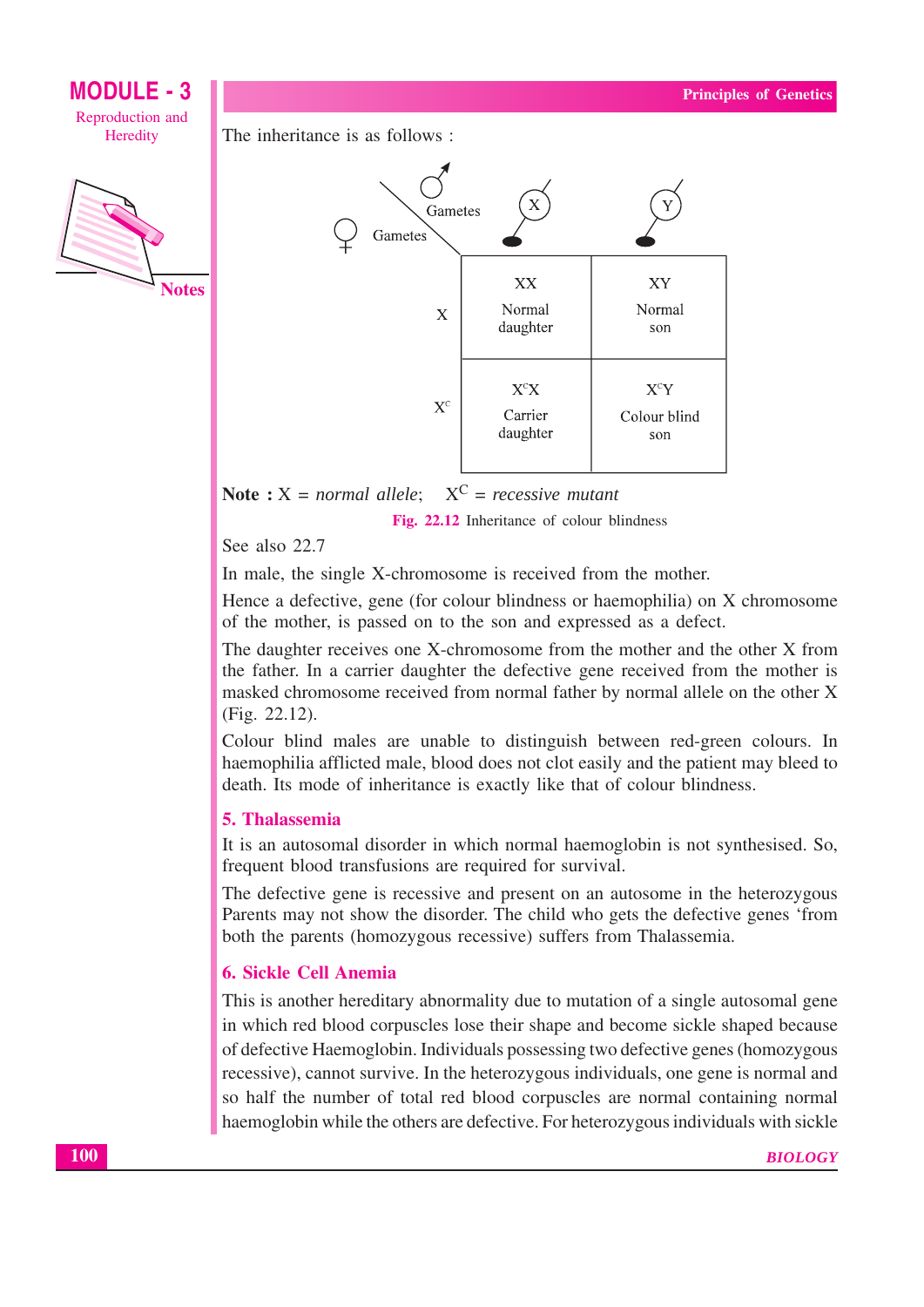The inheritance is as follows :

| ♀ Gametes \ ♂ Gametes | X | Y |
| --- | --- | --- |
| X | XX<br>Normal daughter | XY<br>Normal son |
| $X^c$ | $X^cX$<br>Carrier daughter | $X^cY$<br>Colour blind son |

**Note :** X = *normal allele*; $X^C$ = *recessive mutant*

Fig. 22.12 Inheritance of colour blindness

See also 22.7

In male, the single X-chromosome is received from the mother.

Hence a defective, gene (for colour blindness or haemophilia) on X chromosome of the mother, is passed on to the son and expressed as a defect.

The daughter receives one X-chromosome from the mother and the other X from the father. In a carrier daughter the defective gene received from the mother is masked chromosome received from normal father by normal allele on the other X (Fig. 22.12).

Colour blind males are unable to distinguish between red-green colours. In haemophilia afflicted male, blood does not clot easily and the patient may bleed to death. Its mode of inheritance is exactly like that of colour blindness.

### 5. Thalassemia

It is an autosomal disorder in which normal haemoglobin is not synthesised. So, frequent blood transfusions are required for survival.

The defective gene is recessive and present on an autosome in the heterozygous Parents may not show the disorder. The child who gets the defective genes 'from both the parents (homozygous recessive) suffers from Thalassemia.

### 6. Sickle Cell Anemia

This is another hereditary abnormality due to mutation of a single autosomal gene in which red blood corpuscles lose their shape and become sickle shaped because of defective Haemoglobin. Individuals possessing two defective genes (homozygous recessive), cannot survive. In the heterozygous individuals, one gene is normal and so half the number of total red blood corpuscles are normal containing normal haemoglobin while the others are defective. For heterozygous individuals with sickle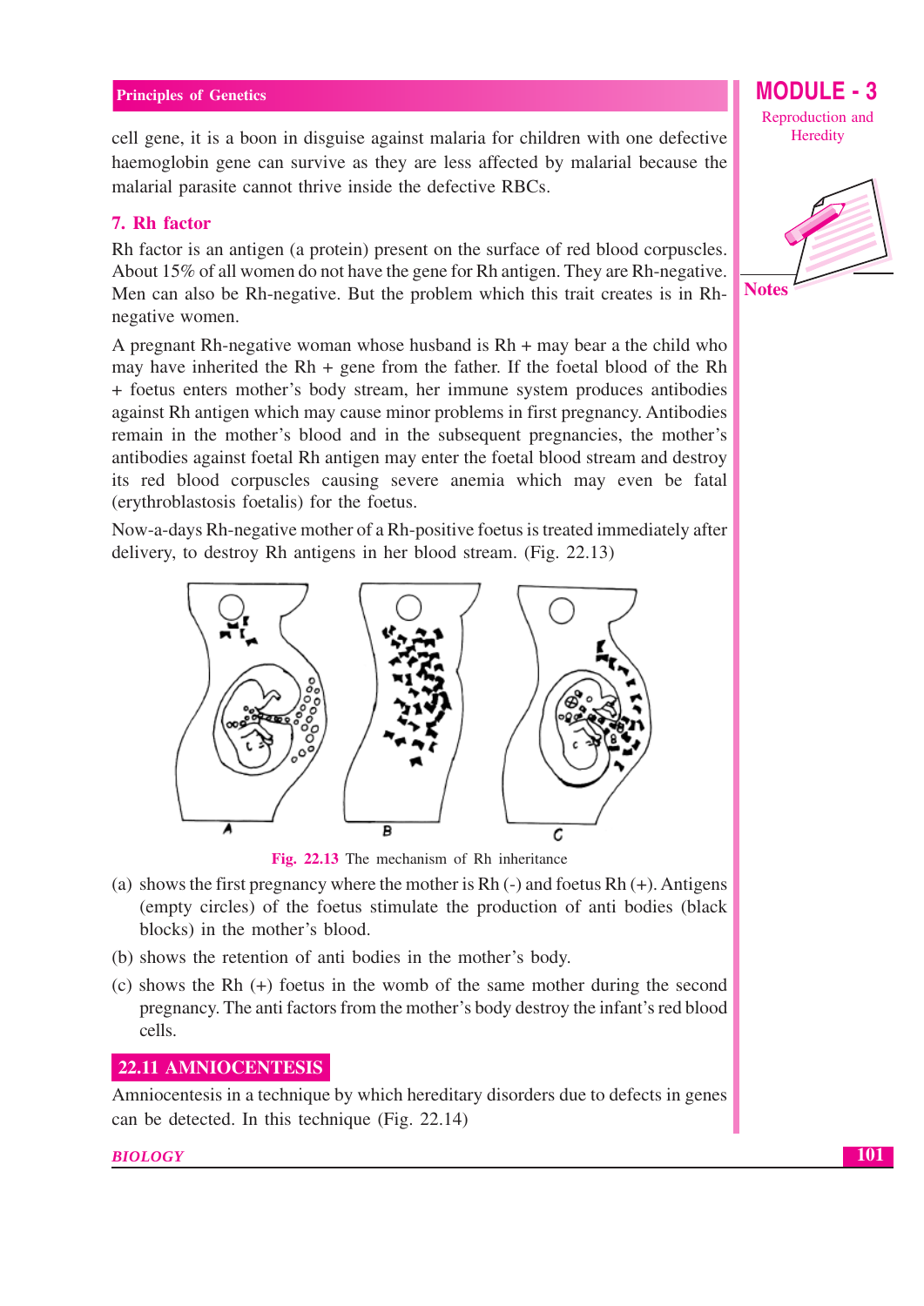cell gene, it is a boon in disguise against malaria for children with one defective haemoglobin gene can survive as they are less affected by malarial because the malarial parasite cannot thrive inside the defective RBCs.

### 7. Rh factor

Rh factor is an antigen (a protein) present on the surface of red blood corpuscles. About 15% of all women do not have the gene for Rh antigen. They are Rh-negative. Men can also be Rh-negative. But the problem which this trait creates is in Rh-negative women.

A pregnant Rh-negative woman whose husband is Rh + may bear a the child who may have inherited the Rh + gene from the father. If the foetal blood of the Rh + foetus enters mother's body stream, her immune system produces antibodies against Rh antigen which may cause minor problems in first pregnancy. Antibodies remain in the mother's blood and in the subsequent pregnancies, the mother's antibodies against foetal Rh antigen may enter the foetal blood stream and destroy its red blood corpuscles causing severe anemia which may even be fatal (erythroblastosis foetalis) for the foetus.

Now-a-days Rh-negative mother of a Rh-positive foetus is treated immediately after delivery, to destroy Rh antigens in her blood stream. (Fig. 22.13)

**Fig. 22.13** The mechanism of Rh inheritance

(a) shows the first pregnancy where the mother is Rh (-) and foetus Rh (+). Antigens (empty circles) of the foetus stimulate the production of anti bodies (black blocks) in the mother's blood.

(b) shows the retention of anti bodies in the mother's body.

(c) shows the Rh (+) foetus in the womb of the same mother during the second pregnancy. The anti factors from the mother's body destroy the infant's red blood cells.

## 22.11 AMNIOCENTESIS

Amniocentesis in a technique by which hereditary disorders due to defects in genes can be detected. In this technique (Fig. 22.14)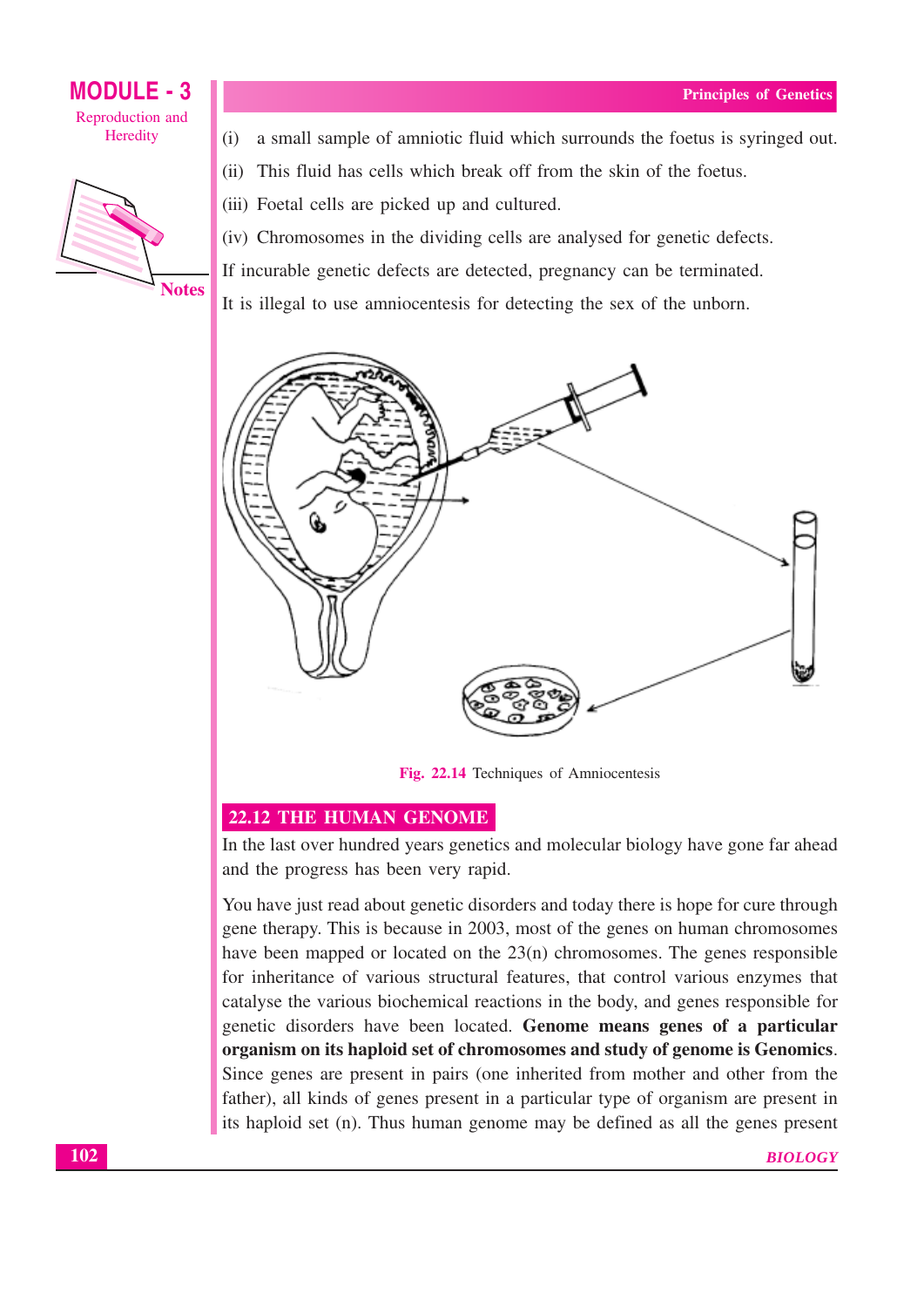(i) a small sample of amniotic fluid which surrounds the foetus is syringed out.

(ii) This fluid has cells which break off from the skin of the foetus.

(iii) Foetal cells are picked up and cultured.

(iv) Chromosomes in the dividing cells are analysed for genetic defects.

If incurable genetic defects are detected, pregnancy can be terminated.

It is illegal to use amniocentesis for detecting the sex of the unborn.

**Fig. 22.14** Techniques of Amniocentesis

## 22.12 THE HUMAN GENOME

In the last over hundred years genetics and molecular biology have gone far ahead and the progress has been very rapid.

You have just read about genetic disorders and today there is hope for cure through gene therapy. This is because in 2003, most of the genes on human chromosomes have been mapped or located on the 23(n) chromosomes. The genes responsible for inheritance of various structural features, that control various enzymes that catalyse the various biochemical reactions in the body, and genes responsible for genetic disorders have been located. **Genome means genes of a particular organism on its haploid set of chromosomes and study of genome is Genomics**. Since genes are present in pairs (one inherited from mother and other from the father), all kinds of genes present in a particular type of organism are present in its haploid set (n). Thus human genome may be defined as all the genes present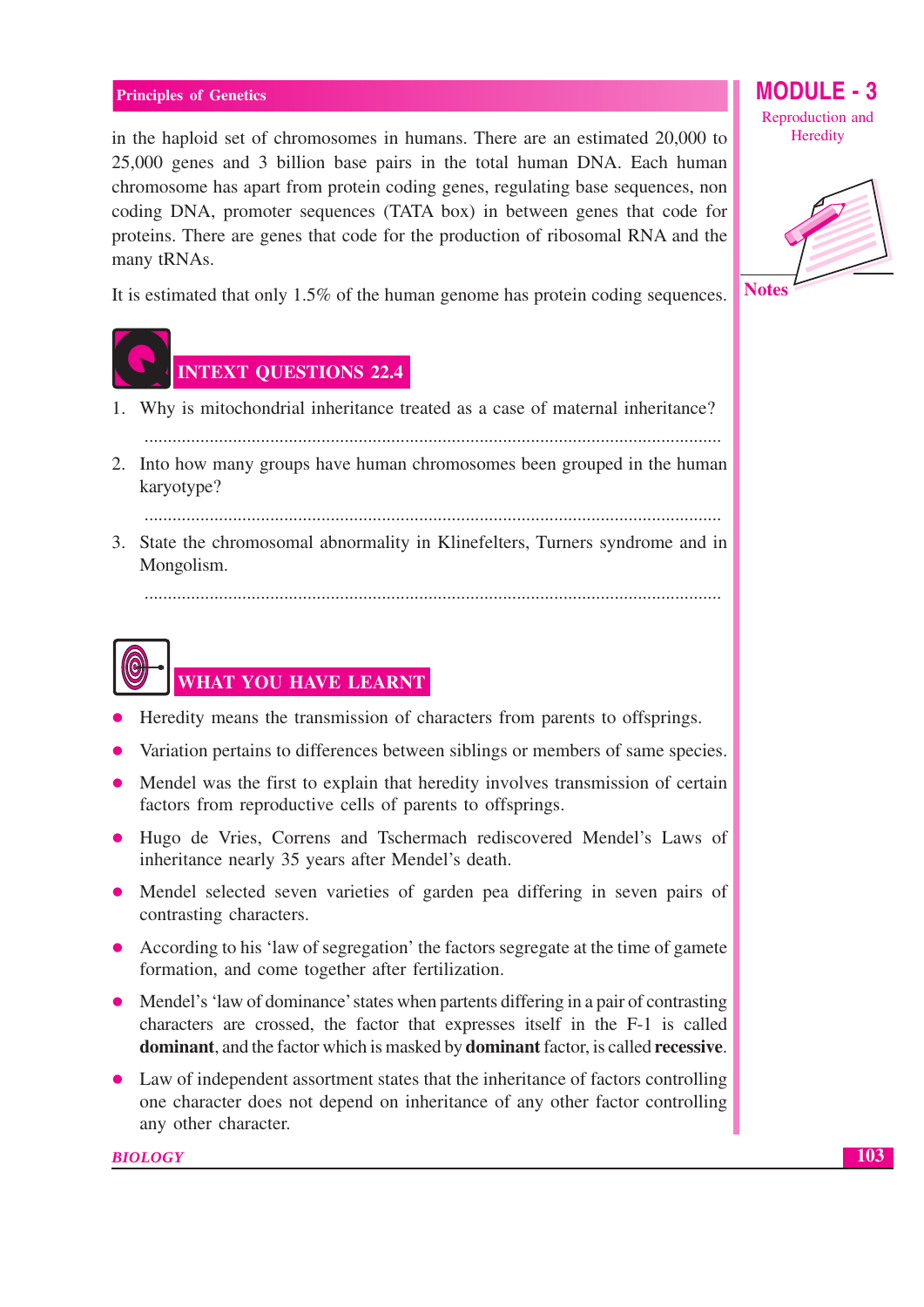in the haploid set of chromosomes in humans. There are an estimated 20,000 to 25,000 genes and 3 billion base pairs in the total human DNA. Each human chromosome has apart from protein coding genes, regulating base sequences, non coding DNA, promoter sequences (TATA box) in between genes that code for proteins. There are genes that code for the production of ribosomal RNA and the many tRNAs.

It is estimated that only 1.5% of the human genome has protein coding sequences.

## INTEXT QUESTIONS 22.4

1. Why is mitochondrial inheritance treated as a case of maternal inheritance?

   ..........................................................................................................................

2. Into how many groups have human chromosomes been grouped in the human karyotype?

   ..........................................................................................................................

3. State the chromosomal abnormality in Klinefelters, Turners syndrome and in Mongolism.

   ..........................................................................................................................

## WHAT YOU HAVE LEARNT

- Heredity means the transmission of characters from parents to offsprings.
- Variation pertains to differences between siblings or members of same species.
- Mendel was the first to explain that heredity involves transmission of certain factors from reproductive cells of parents to offsprings.
- Hugo de Vries, Correns and Tschermach rediscovered Mendel's Laws of inheritance nearly 35 years after Mendel's death.
- Mendel selected seven varieties of garden pea differing in seven pairs of contrasting characters.
- According to his 'law of segregation' the factors segregate at the time of gamete formation, and come together after fertilization.
- Mendel's 'law of dominance' states when partents differing in a pair of contrasting characters are crossed, the factor that expresses itself in the F-1 is called **dominant**, and the factor which is masked by **dominant** factor, is called **recessive**.
- Law of independent assortment states that the inheritance of factors controlling one character does not depend on inheritance of any other factor controlling any other character.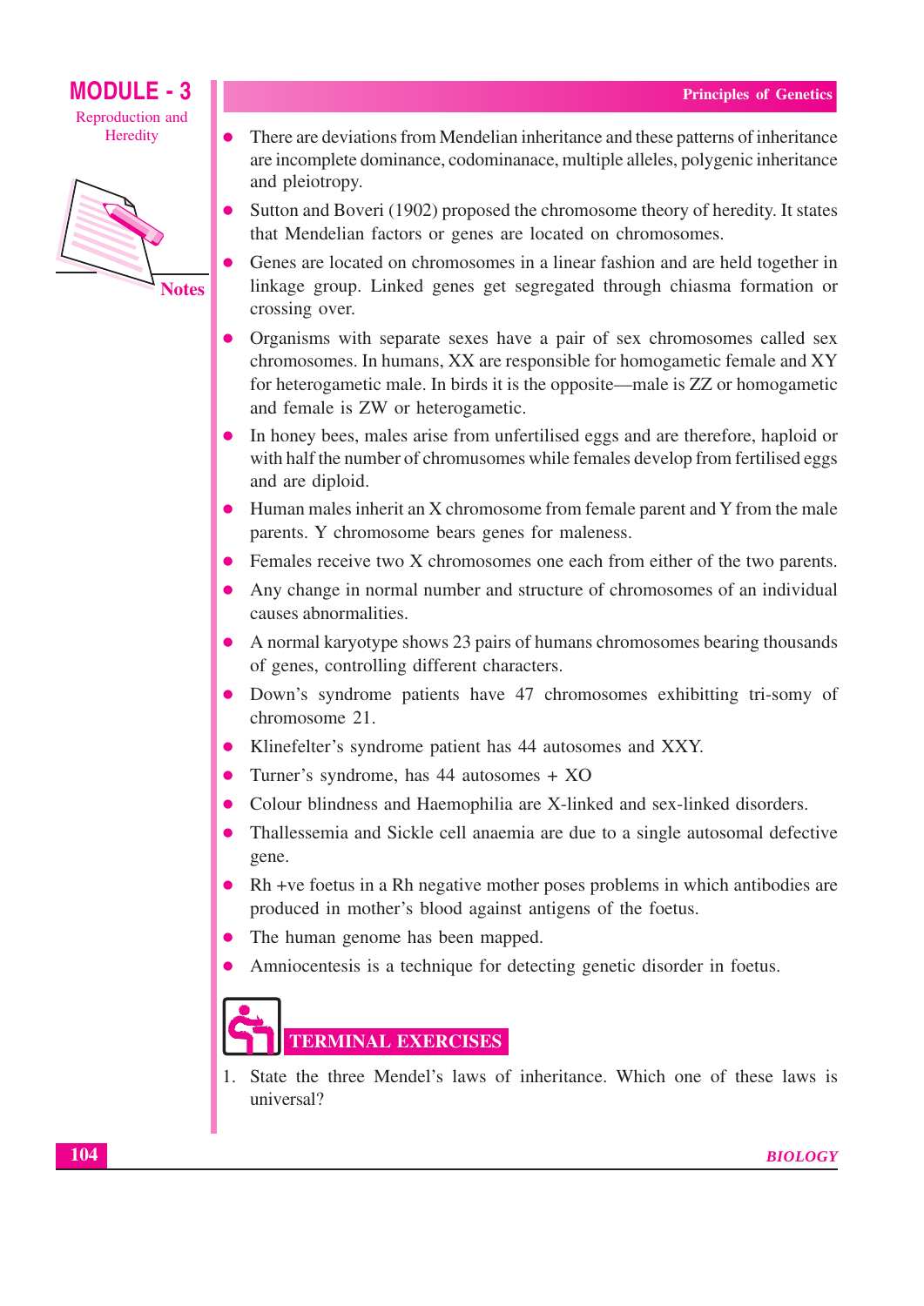- There are deviations from Mendelian inheritance and these patterns of inheritance are incomplete dominance, codominanace, multiple alleles, polygenic inheritance and pleiotropy.
- Sutton and Boveri (1902) proposed the chromosome theory of heredity. It states that Mendelian factors or genes are located on chromosomes.
- Genes are located on chromosomes in a linear fashion and are held together in linkage group. Linked genes get segregated through chiasma formation or crossing over.
- Organisms with separate sexes have a pair of sex chromosomes called sex chromosomes. In humans, XX are responsible for homogametic female and XY for heterogametic male. In birds it is the opposite—male is ZZ or homogametic and female is ZW or heterogametic.
- In honey bees, males arise from unfertilised eggs and are therefore, haploid or with half the number of chromusomes while females develop from fertilised eggs and are diploid.
- Human males inherit an X chromosome from female parent and Y from the male parents. Y chromosome bears genes for maleness.
- Females receive two X chromosomes one each from either of the two parents.
- Any change in normal number and structure of chromosomes of an individual causes abnormalities.
- A normal karyotype shows 23 pairs of humans chromosomes bearing thousands of genes, controlling different characters.
- Down's syndrome patients have 47 chromosomes exhibitting tri-somy of chromosome 21.
- Klinefelter's syndrome patient has 44 autosomes and XXY.
- Turner's syndrome, has 44 autosomes + XO
- Colour blindness and Haemophilia are X-linked and sex-linked disorders.
- Thallessemia and Sickle cell anaemia are due to a single autosomal defective gene.
- Rh +ve foetus in a Rh negative mother poses problems in which antibodies are produced in mother's blood against antigens of the foetus.
- The human genome has been mapped.
- Amniocentesis is a technique for detecting genetic disorder in foetus.

## TERMINAL EXERCISES

1. State the three Mendel's laws of inheritance. Which one of these laws is universal?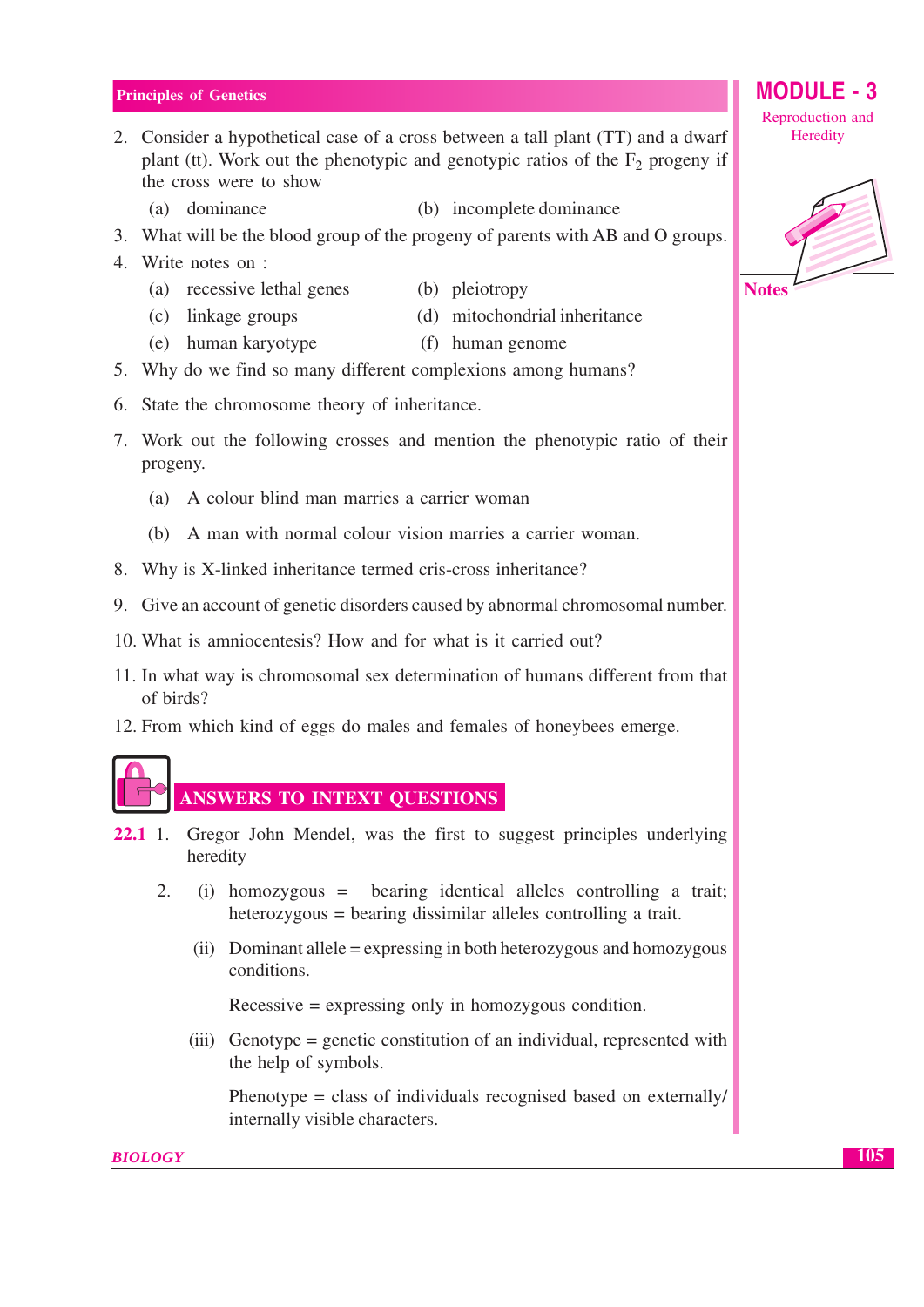2. Consider a hypothetical case of a cross between a tall plant (TT) and a dwarf plant (tt). Work out the phenotypic and genotypic ratios of the $F_2$ progeny if the cross were to show
   (a) dominance (b) incomplete dominance
3. What will be the blood group of the progeny of parents with AB and O groups.
4. Write notes on :
   (a) recessive lethal genes (b) pleiotropy
   (c) linkage groups (d) mitochondrial inheritance
   (e) human karyotype (f) human genome
5. Why do we find so many different complexions among humans?
6. State the chromosome theory of inheritance.
7. Work out the following crosses and mention the phenotypic ratio of their progeny.
   (a) A colour blind man marries a carrier woman
   (b) A man with normal colour vision marries a carrier woman.
8. Why is X-linked inheritance termed cris-cross inheritance?
9. Give an account of genetic disorders caused by abnormal chromosomal number.
10. What is amniocentesis? How and for what is it carried out?
11. In what way is chromosomal sex determination of humans different from that of birds?
12. From which kind of eggs do males and females of honeybees emerge.

## ANSWERS TO INTEXT QUESTIONS

**22.1** 1. Gregor John Mendel, was the first to suggest principles underlying heredity

2. (i) homozygous = bearing identical alleles controlling a trait; heterozygous = bearing dissimilar alleles controlling a trait.

   (ii) Dominant allele = expressing in both heterozygous and homozygous conditions.

   Recessive = expressing only in homozygous condition.

   (iii) Genotype = genetic constitution of an individual, represented with the help of symbols.

   Phenotype = class of individuals recognised based on externally/ internally visible characters.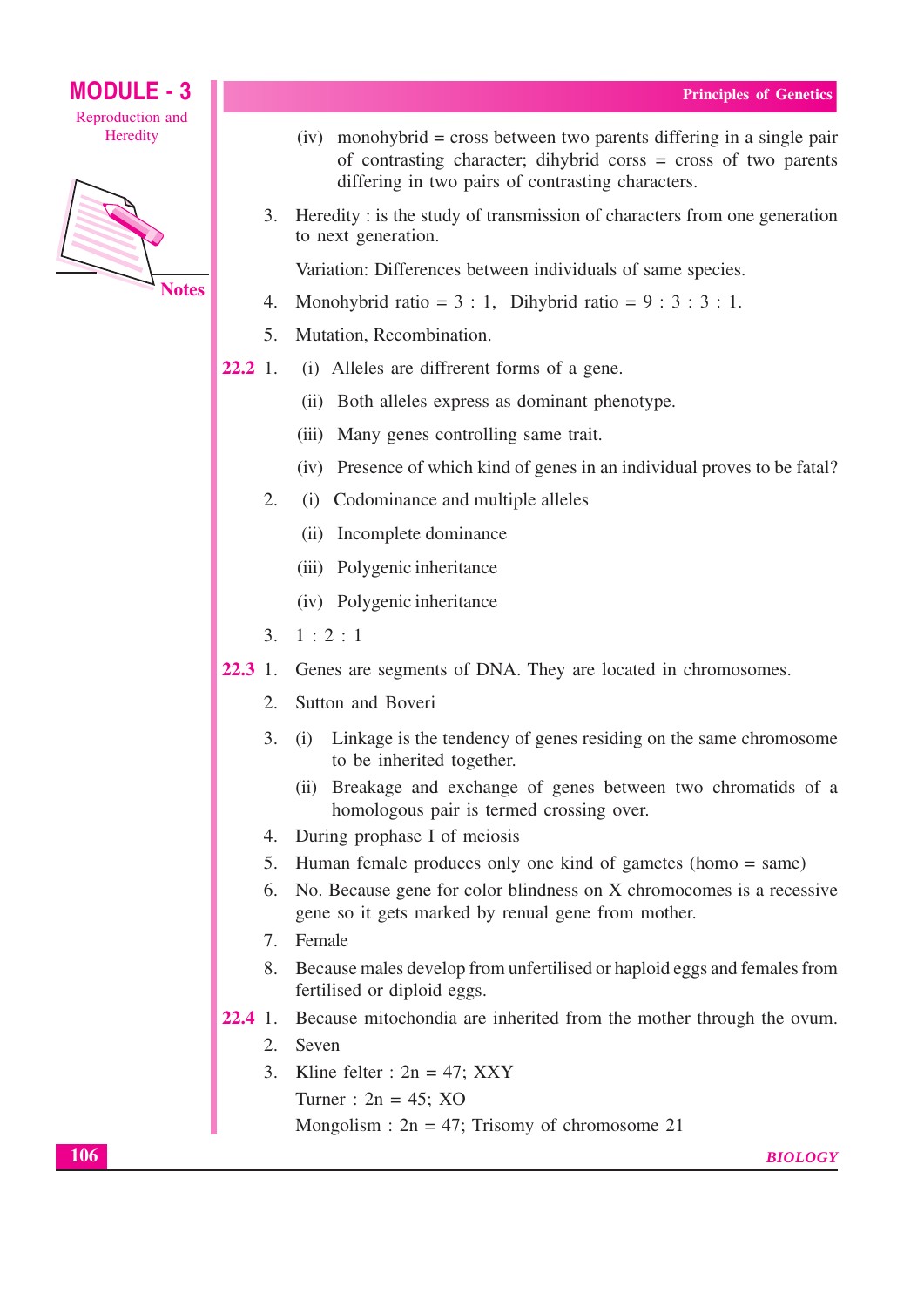(iv) monohybrid = cross between two parents differing in a single pair of contrasting character; dihybrid corss = cross of two parents differing in two pairs of contrasting characters.

3. Heredity : is the study of transmission of characters from one generation to next generation.

   Variation: Differences between individuals of same species.

4. Monohybrid ratio = 3 : 1, Dihybrid ratio = 9 : 3 : 3 : 1.

5. Mutation, Recombination.

**22.2** 1. (i) Alleles are diffrerent forms of a gene.

(ii) Both alleles express as dominant phenotype.

(iii) Many genes controlling same trait.

(iv) Presence of which kind of genes in an individual proves to be fatal?

2. (i) Codominance and multiple alleles

(ii) Incomplete dominance

(iii) Polygenic inheritance

(iv) Polygenic inheritance

3. 1 : 2 : 1

**22.3** 1. Genes are segments of DNA. They are located in chromosomes.

2. Sutton and Boveri

3. (i) Linkage is the tendency of genes residing on the same chromosome to be inherited together.

   (ii) Breakage and exchange of genes between two chromatids of a homologous pair is termed crossing over.

4. During prophase I of meiosis

5. Human female produces only one kind of gametes (homo = same)

6. No. Because gene for color blindness on X chromocomes is a recessive gene so it gets marked by renual gene from mother.

7. Female

8. Because males develop from unfertilised or haploid eggs and females from fertilised or diploid eggs.

**22.4** 1. Because mitochondia are inherited from the mother through the ovum.

2. Seven

3. Kline felter : 2n = 47; XXY

   Turner : 2n = 45; XO

   Mongolism : 2n = 47; Trisomy of chromosome 21